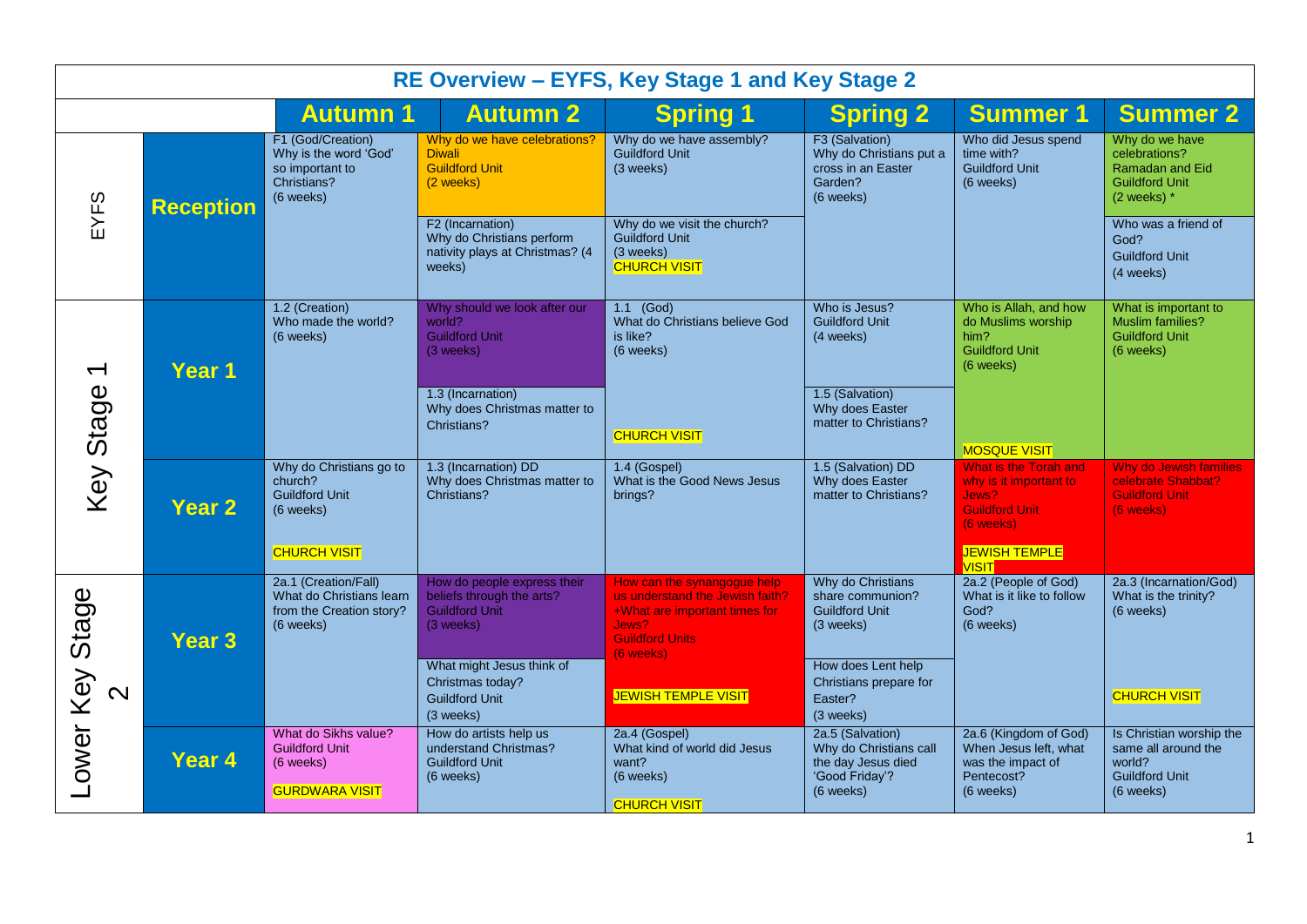# RE Overview – EYFS, Key Stage 1 and Key Stage 2

| | | Autumn 1 | Autumn 2 | Spring 1 | Spring 2 | Summer 1 | Summer 2 |
|---|---|---|---|---|---|---|---|
| EYFS | Reception | F1 (God/Creation) Why is the word 'God' so important to Christians? (6 weeks) | Why do we have celebrations? Diwali Guildford Unit (2 weeks)<br><br>F2 (Incarnation) Why do Christians perform nativity plays at Christmas? (4 weeks) | Why do we have assembly? Guildford Unit (3 weeks)<br><br>Why do we visit the church? Guildford Unit (3 weeks) CHURCH VISIT | F3 (Salvation) Why do Christians put a cross in an Easter Garden? (6 weeks) | Who did Jesus spend time with? Guildford Unit (6 weeks) | Why do we have celebrations? Ramadan and Eid Guildford Unit (2 weeks) *<br><br>Who was a friend of God? Guildford Unit (4 weeks) |
| Key Stage 1 | Year 1 | 1.2 (Creation) Who made the world? (6 weeks) | Why should we look after our world? Guildford Unit (3 weeks)<br><br>1.3 (Incarnation) Why does Christmas matter to Christians? | 1.1 (God) What do Christians believe God is like? (6 weeks)<br><br>CHURCH VISIT | Who is Jesus? Guildford Unit (4 weeks)<br><br>1.5 (Salvation) Why does Easter matter to Christians? | Who is Allah, and how do Muslims worship him? Guildford Unit (6 weeks)<br><br>MOSQUE VISIT | What is important to Muslim families? Guildford Unit (6 weeks) |
| | Year 2 | Why do Christians go to church? Guildford Unit (6 weeks)<br><br>CHURCH VISIT | 1.3 (Incarnation) DD Why does Christmas matter to Christians? | 1.4 (Gospel) What is the Good News Jesus brings? | 1.5 (Salvation) DD Why does Easter matter to Christians? | What is the Torah and why is it important to Jews? Guildford Unit (6 weeks)<br><br>JEWISH TEMPLE VISIT | Why do Jewish families celebrate Shabbat? Guildford Unit (6 weeks) |
| Lower Key Stage 2 | Year 3 | 2a.1 (Creation/Fall) What do Christians learn from the Creation story? (6 weeks) | How do people express their beliefs through the arts? Guildford Unit (3 weeks)<br><br>What might Jesus think of Christmas today? Guildford Unit (3 weeks) | How can the synagogue help us understand the Jewish faith? +What are important times for Jews? Guildford Units (6 weeks)<br><br>JEWISH TEMPLE VISIT | Why do Christians share communion? Guildford Unit (3 weeks)<br><br>How does Lent help Christians prepare for Easter? (3 weeks) | 2a.2 (People of God) What is it like to follow God? (6 weeks) | 2a.3 (Incarnation/God) What is the trinity? (6 weeks)<br><br>CHURCH VISIT |
| | Year 4 | What do Sikhs value? Guildford Unit (6 weeks)<br><br>GURDWARA VISIT | How do artists help us understand Christmas? Guildford Unit (6 weeks) | 2a.4 (Gospel) What kind of world did Jesus want? (6 weeks)<br><br>CHURCH VISIT | 2a.5 (Salvation) Why do Christians call the day Jesus died 'Good Friday'? (6 weeks) | 2a.6 (Kingdom of God) When Jesus left, what was the impact of Pentecost? (6 weeks) | Is Christian worship the same all around the world? Guildford Unit (6 weeks) |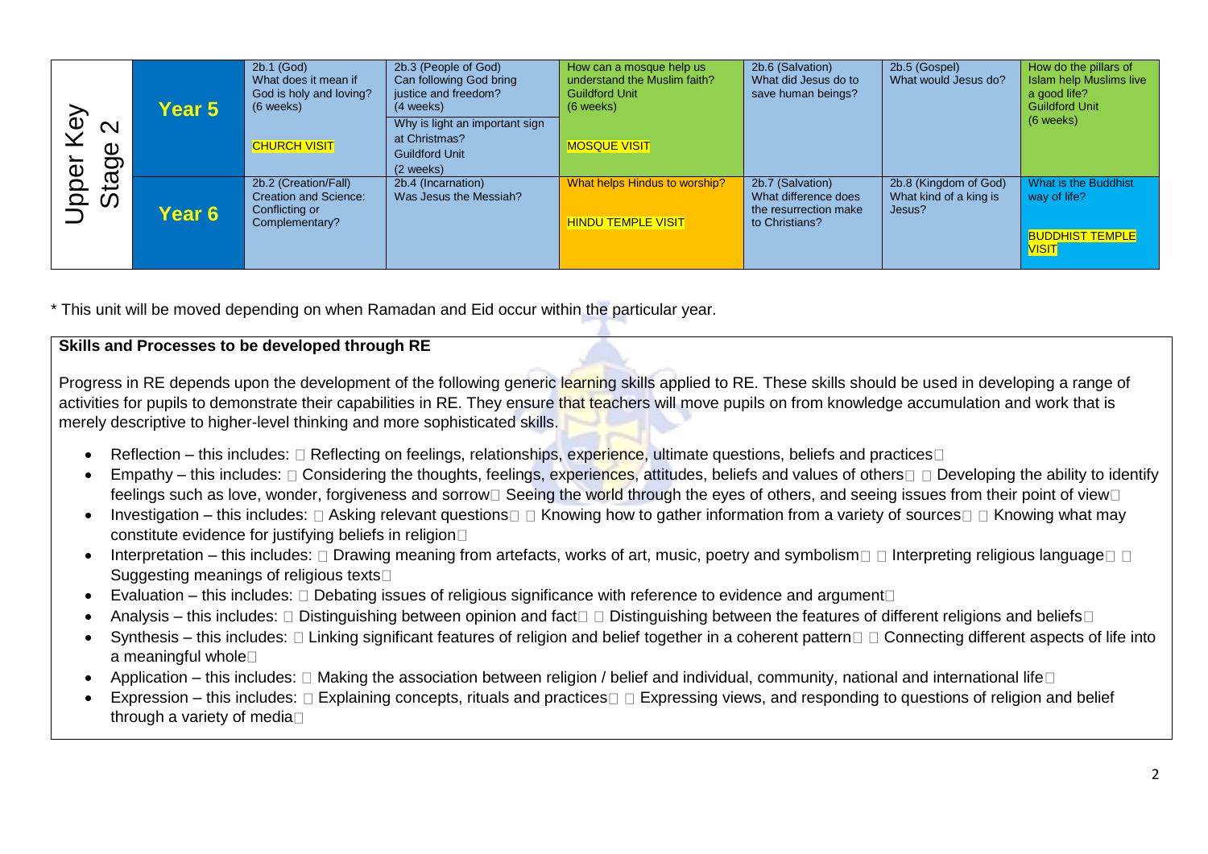| Upper Key Stage 2 | | | | | | | |
|---|---|---|---|---|---|---|---|
| | **Year 5** | 2b.1 (God) What does it mean if God is holy and loving? (6 weeks) CHURCH VISIT | 2b.3 (People of God) Can following God bring justice and freedom? (4 weeks) Why is light an important sign at Christmas? Guildford Unit (2 weeks) | How can a mosque help us understand the Muslim faith? Guildford Unit (6 weeks) MOSQUE VISIT | 2b.6 (Salvation) What did Jesus do to save human beings? | 2b.5 (Gospel) What would Jesus do? | How do the pillars of Islam help Muslims live a good life? Guildford Unit (6 weeks) |
| | **Year 6** | 2b.2 (Creation/Fall) Creation and Science: Conflicting or Complementary? | 2b.4 (Incarnation) Was Jesus the Messiah? | What helps Hindus to worship? HINDU TEMPLE VISIT | 2b.7 (Salvation) What difference does the resurrection make to Christians? | 2b.8 (Kingdom of God) What kind of a king is Jesus? | What is the Buddhist way of life? BUDDHIST TEMPLE VISIT |

* This unit will be moved depending on when Ramadan and Eid occur within the particular year.

**Skills and Processes to be developed through RE**

Progress in RE depends upon the development of the following generic learning skills applied to RE. These skills should be used in developing a range of activities for pupils to demonstrate their capabilities in RE. They ensure that teachers will move pupils on from knowledge accumulation and work that is merely descriptive to higher-level thinking and more sophisticated skills.

- Reflection – this includes:  Reflecting on feelings, relationships, experience, ultimate questions, beliefs and practices
- Empathy – this includes:  Considering the thoughts, feelings, experiences, attitudes, beliefs and values of others  Developing the ability to identify feelings such as love, wonder, forgiveness and sorrow Seeing the world through the eyes of others, and seeing issues from their point of view
- Investigation – this includes:  Asking relevant questions  Knowing how to gather information from a variety of sources  Knowing what may constitute evidence for justifying beliefs in religion
- Interpretation – this includes:  Drawing meaning from artefacts, works of art, music, poetry and symbolism  Interpreting religious language  Suggesting meanings of religious texts
- Evaluation – this includes:  Debating issues of religious significance with reference to evidence and argument
- Analysis – this includes:  Distinguishing between opinion and fact  Distinguishing between the features of different religions and beliefs
- Synthesis – this includes:  Linking significant features of religion and belief together in a coherent pattern  Connecting different aspects of life into a meaningful whole
- Application – this includes:  Making the association between religion / belief and individual, community, national and international life
- Expression – this includes:  Explaining concepts, rituals and practices  Expressing views, and responding to questions of religion and belief through a variety of media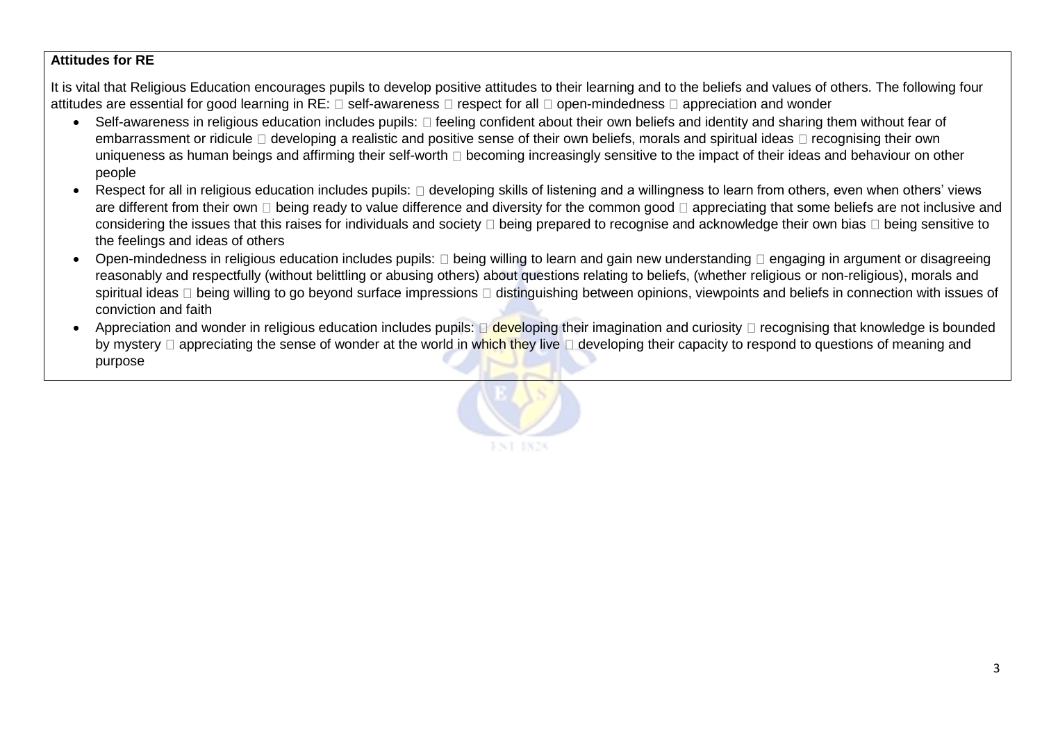**Attitudes for RE**

It is vital that Religious Education encourages pupils to develop positive attitudes to their learning and to the beliefs and values of others. The following four attitudes are essential for good learning in RE:  self-awareness  respect for all  open-mindedness  appreciation and wonder

- Self-awareness in religious education includes pupils:  feeling confident about their own beliefs and identity and sharing them without fear of embarrassment or ridicule  developing a realistic and positive sense of their own beliefs, morals and spiritual ideas  recognising their own uniqueness as human beings and affirming their self-worth  becoming increasingly sensitive to the impact of their ideas and behaviour on other people
- Respect for all in religious education includes pupils:  developing skills of listening and a willingness to learn from others, even when others' views are different from their own  being ready to value difference and diversity for the common good  appreciating that some beliefs are not inclusive and considering the issues that this raises for individuals and society  being prepared to recognise and acknowledge their own bias  being sensitive to the feelings and ideas of others
- Open-mindedness in religious education includes pupils:  being willing to learn and gain new understanding  engaging in argument or disagreeing reasonably and respectfully (without belittling or abusing others) about questions relating to beliefs, (whether religious or non-religious), morals and spiritual ideas  being willing to go beyond surface impressions  distinguishing between opinions, viewpoints and beliefs in connection with issues of conviction and faith
- Appreciation and wonder in religious education includes pupils:  developing their imagination and curiosity  recognising that knowledge is bounded by mystery  appreciating the sense of wonder at the world in which they live  developing their capacity to respond to questions of meaning and purpose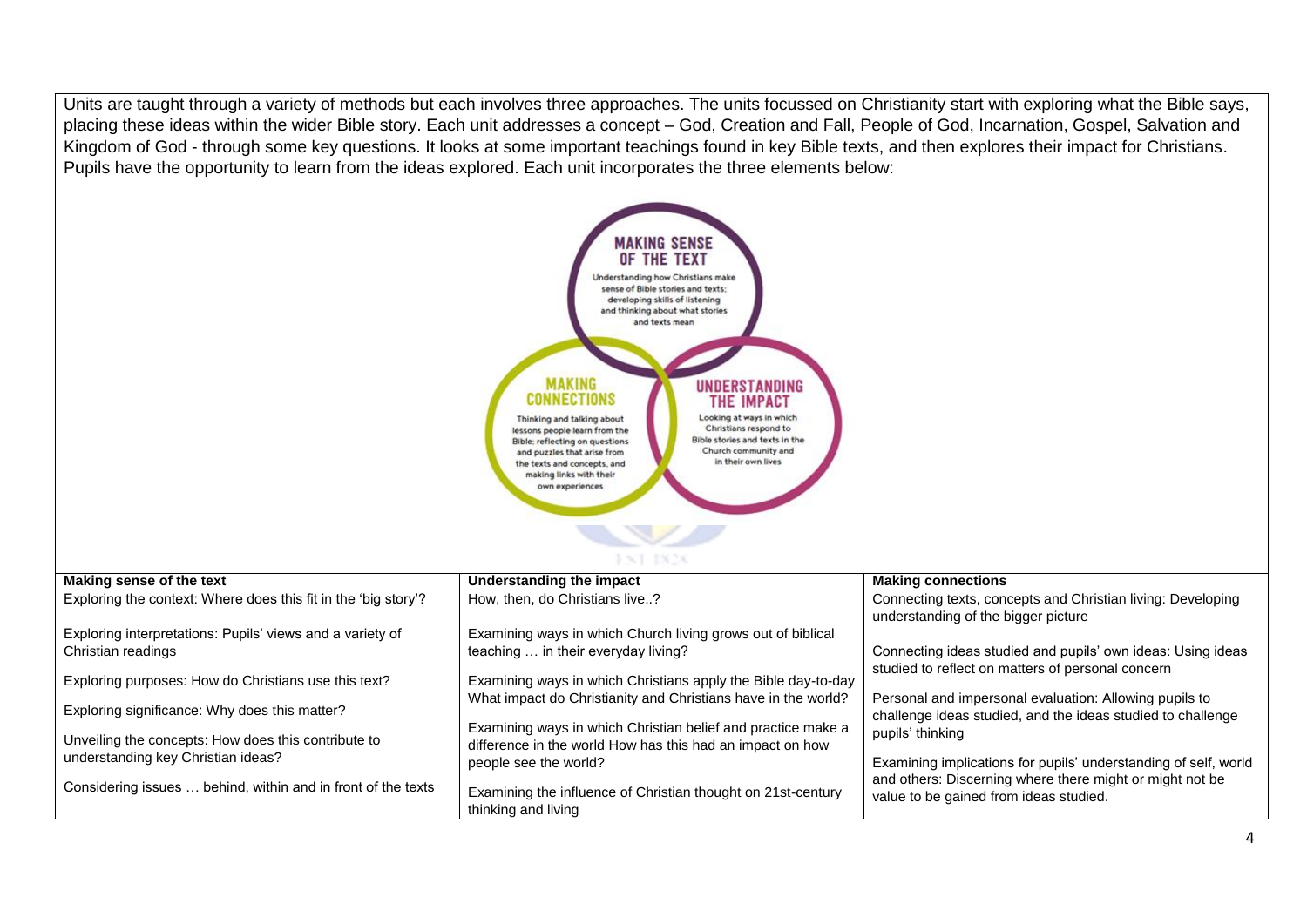Units are taught through a variety of methods but each involves three approaches. The units focussed on Christianity start with exploring what the Bible says, placing these ideas within the wider Bible story. Each unit addresses a concept – God, Creation and Fall, People of God, Incarnation, Gospel, Salvation and Kingdom of God - through some key questions. It looks at some important teachings found in key Bible texts, and then explores their impact for Christians. Pupils have the opportunity to learn from the ideas explored. Each unit incorporates the three elements below:

**MAKING SENSE OF THE TEXT**
Understanding how Christians make sense of Bible stories and texts; developing skills of listening and thinking about what stories and texts mean

**MAKING CONNECTIONS**
Thinking and talking about lessons people learn from the Bible; reflecting on questions and puzzles that arise from the texts and concepts, and making links with their own experiences

**UNDERSTANDING THE IMPACT**
Looking at ways in which Christians respond to Bible stories and texts in the Church community and in their own lives

| Making sense of the text | Understanding the impact | Making connections |
|---|---|---|
| Exploring the context: Where does this fit in the 'big story'? | How, then, do Christians live..? | Connecting texts, concepts and Christian living: Developing understanding of the bigger picture |
| Exploring interpretations: Pupils' views and a variety of Christian readings | Examining ways in which Church living grows out of biblical teaching … in their everyday living? | Connecting ideas studied and pupils' own ideas: Using ideas studied to reflect on matters of personal concern |
| Exploring purposes: How do Christians use this text? | Examining ways in which Christians apply the Bible day-to-day | Personal and impersonal evaluation: Allowing pupils to challenge ideas studied, and the ideas studied to challenge pupils' thinking |
| Exploring significance: Why does this matter? | What impact do Christianity and Christians have in the world? | Examining implications for pupils' understanding of self, world and others: Discerning where there might or might not be value to be gained from ideas studied. |
| Unveiling the concepts: How does this contribute to understanding key Christian ideas? | Examining ways in which Christian belief and practice make a difference in the world How has this had an impact on how people see the world? | |
| Considering issues … behind, within and in front of the texts | Examining the influence of Christian thought on 21st-century thinking and living | |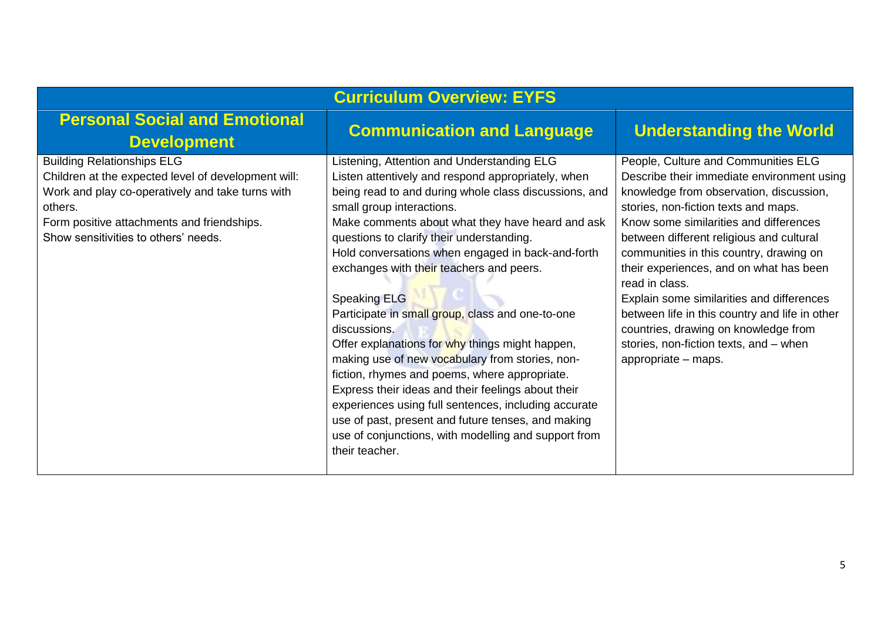| Curriculum Overview: EYFS | | |
|---|---|---|
| **Personal Social and Emotional Development** | **Communication and Language** | **Understanding the World** |
| Building Relationships ELG<br>Children at the expected level of development will:<br>Work and play co-operatively and take turns with others.<br>Form positive attachments and friendships.<br>Show sensitivities to others' needs. | Listening, Attention and Understanding ELG<br>Listen attentively and respond appropriately, when being read to and during whole class discussions, and small group interactions.<br>Make comments about what they have heard and ask questions to clarify their understanding.<br>Hold conversations when engaged in back-and-forth exchanges with their teachers and peers.<br><br>Speaking ELG<br>Participate in small group, class and one-to-one discussions.<br>Offer explanations for why things might happen, making use of new vocabulary from stories, non-fiction, rhymes and poems, where appropriate.<br>Express their ideas and their feelings about their experiences using full sentences, including accurate use of past, present and future tenses, and making use of conjunctions, with modelling and support from their teacher. | People, Culture and Communities ELG<br>Describe their immediate environment using knowledge from observation, discussion, stories, non-fiction texts and maps.<br>Know some similarities and differences between different religious and cultural communities in this country, drawing on their experiences, and on what has been read in class.<br>Explain some similarities and differences between life in this country and life in other countries, drawing on knowledge from stories, non-fiction texts, and – when appropriate – maps. |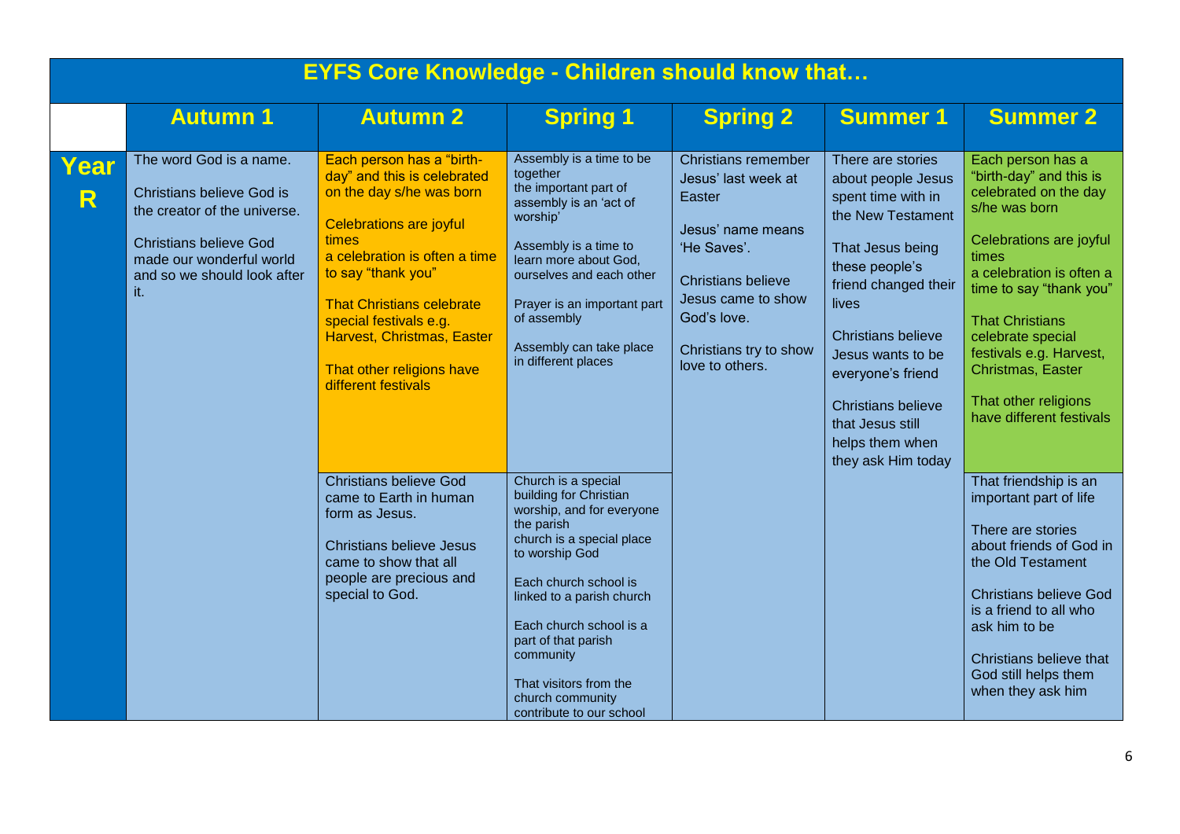## EYFS Core Knowledge - Children should know that…

| | Autumn 1 | Autumn 2 | Spring 1 | Spring 2 | Summer 1 | Summer 2 |
|---|---|---|---|---|---|---|
| Year R | The word God is a name.<br><br>Christians believe God is the creator of the universe.<br><br>Christians believe God made our wonderful world and so we should look after it. | Each person has a "birth-day" and this is celebrated on the day s/he was born<br><br>Celebrations are joyful times<br>a celebration is often a time to say "thank you"<br><br>That Christians celebrate special festivals e.g. Harvest, Christmas, Easter<br><br>That other religions have different festivals | Assembly is a time to be together<br>the important part of assembly is an 'act of worship'<br><br>Assembly is a time to learn more about God, ourselves and each other<br><br>Prayer is an important part of assembly<br><br>Assembly can take place in different places | Christians remember Jesus' last week at Easter<br><br>Jesus' name means 'He Saves'.<br><br>Christians believe Jesus came to show God's love.<br><br>Christians try to show love to others. | There are stories about people Jesus spent time with in the New Testament<br><br>That Jesus being these people's friend changed their lives<br><br>Christians believe Jesus wants to be everyone's friend<br><br>Christians believe that Jesus still helps them when they ask Him today | Each person has a "birth-day" and this is celebrated on the day s/he was born<br><br>Celebrations are joyful times<br>a celebration is often a time to say "thank you"<br><br>That Christians celebrate special festivals e.g. Harvest, Christmas, Easter<br><br>That other religions have different festivals |
| | | Christians believe God came to Earth in human form as Jesus.<br><br>Christians believe Jesus came to show that all people are precious and special to God. | Church is a special building for Christian worship, and for everyone the parish<br>church is a special place to worship God<br><br>Each church school is linked to a parish church<br><br>Each church school is a part of that parish community<br><br>That visitors from the church community contribute to our school | | | That friendship is an important part of life<br><br>There are stories about friends of God in the Old Testament<br><br>Christians believe God is a friend to all who ask him to be<br><br>Christians believe that God still helps them when they ask him |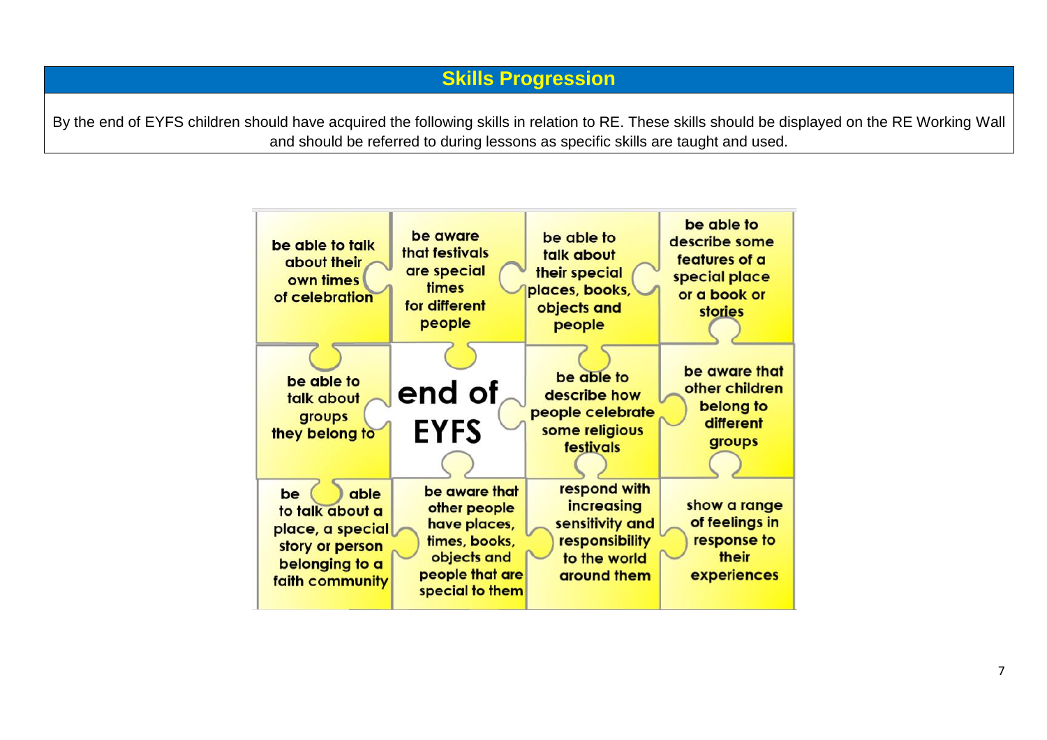## Skills Progression

By the end of EYFS children should have acquired the following skills in relation to RE. These skills should be displayed on the RE Working Wall and should be referred to during lessons as specific skills are taught and used.

| | | | |
|---|---|---|---|
| be able to talk about their own times of celebration | be aware that festivals are special times for different people | be able to talk about their special places, books, objects and people | be able to describe some features of a special place or a book or stories |
| be able to talk about groups they belong to | end of EYFS | be able to describe how people celebrate some religious festivals | be aware that other children belong to different groups |
| be able to talk about a place, a special story or person belonging to a faith community | be aware that other people have places, times, books, objects and people that are special to them | respond with increasing sensitivity and responsibility to the world around them | show a range of feelings in response to their experiences |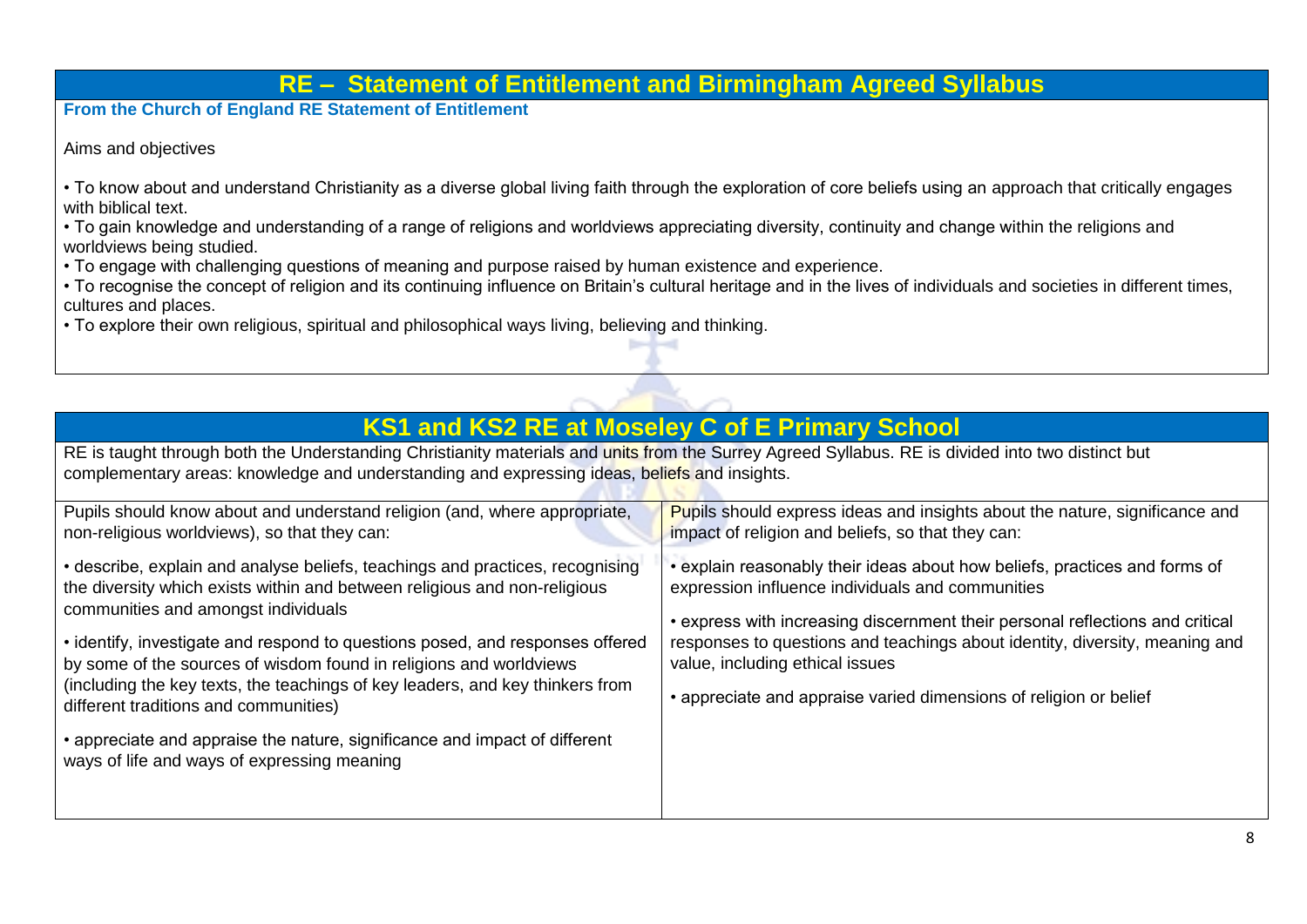## RE – Statement of Entitlement and Birmingham Agreed Syllabus

**From the Church of England RE Statement of Entitlement**

Aims and objectives

- To know about and understand Christianity as a diverse global living faith through the exploration of core beliefs using an approach that critically engages with biblical text.
- To gain knowledge and understanding of a range of religions and worldviews appreciating diversity, continuity and change within the religions and worldviews being studied.
- To engage with challenging questions of meaning and purpose raised by human existence and experience.
- To recognise the concept of religion and its continuing influence on Britain's cultural heritage and in the lives of individuals and societies in different times, cultures and places.
- To explore their own religious, spiritual and philosophical ways living, believing and thinking.

## KS1 and KS2 RE at Moseley C of E Primary School

RE is taught through both the Understanding Christianity materials and units from the Surrey Agreed Syllabus. RE is divided into two distinct but complementary areas: knowledge and understanding and expressing ideas, beliefs and insights.

| Pupils should know about and understand religion (and, where appropriate, non-religious worldviews), so that they can: | Pupils should express ideas and insights about the nature, significance and impact of religion and beliefs, so that they can: |
| --- | --- |
| • describe, explain and analyse beliefs, teachings and practices, recognising the diversity which exists within and between religious and non-religious communities and amongst individuals<br><br>• identify, investigate and respond to questions posed, and responses offered by some of the sources of wisdom found in religions and worldviews (including the key texts, the teachings of key leaders, and key thinkers from different traditions and communities)<br><br>• appreciate and appraise the nature, significance and impact of different ways of life and ways of expressing meaning | • explain reasonably their ideas about how beliefs, practices and forms of expression influence individuals and communities<br><br>• express with increasing discernment their personal reflections and critical responses to questions and teachings about identity, diversity, meaning and value, including ethical issues<br><br>• appreciate and appraise varied dimensions of religion or belief |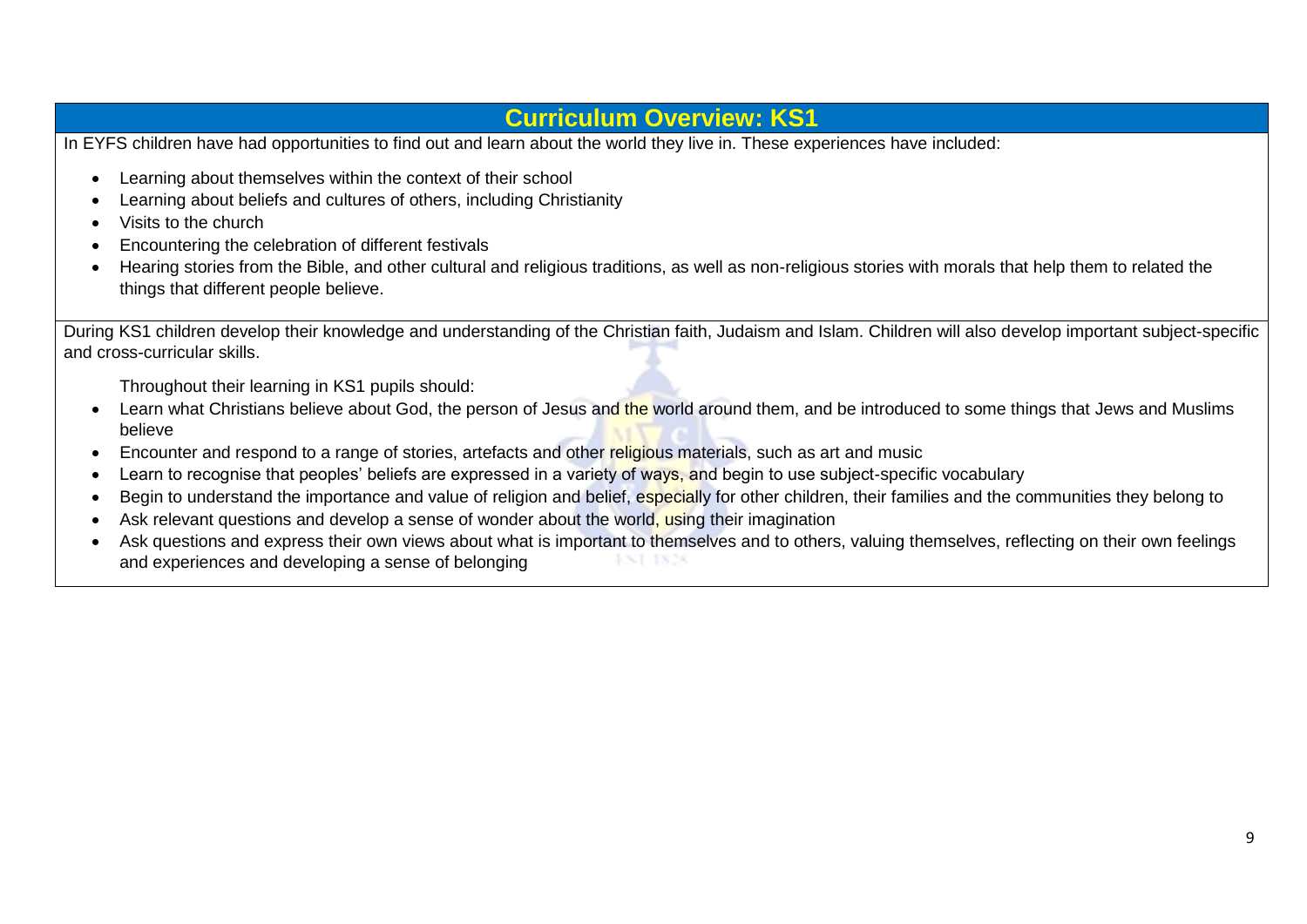# Curriculum Overview: KS1

In EYFS children have had opportunities to find out and learn about the world they live in. These experiences have included:

- Learning about themselves within the context of their school
- Learning about beliefs and cultures of others, including Christianity
- Visits to the church
- Encountering the celebration of different festivals
- Hearing stories from the Bible, and other cultural and religious traditions, as well as non-religious stories with morals that help them to related the things that different people believe.

During KS1 children develop their knowledge and understanding of the Christian faith, Judaism and Islam. Children will also develop important subject-specific and cross-curricular skills.

Throughout their learning in KS1 pupils should:

- Learn what Christians believe about God, the person of Jesus and the world around them, and be introduced to some things that Jews and Muslims believe
- Encounter and respond to a range of stories, artefacts and other religious materials, such as art and music
- Learn to recognise that peoples' beliefs are expressed in a variety of ways, and begin to use subject-specific vocabulary
- Begin to understand the importance and value of religion and belief, especially for other children, their families and the communities they belong to
- Ask relevant questions and develop a sense of wonder about the world, using their imagination
- Ask questions and express their own views about what is important to themselves and to others, valuing themselves, reflecting on their own feelings and experiences and developing a sense of belonging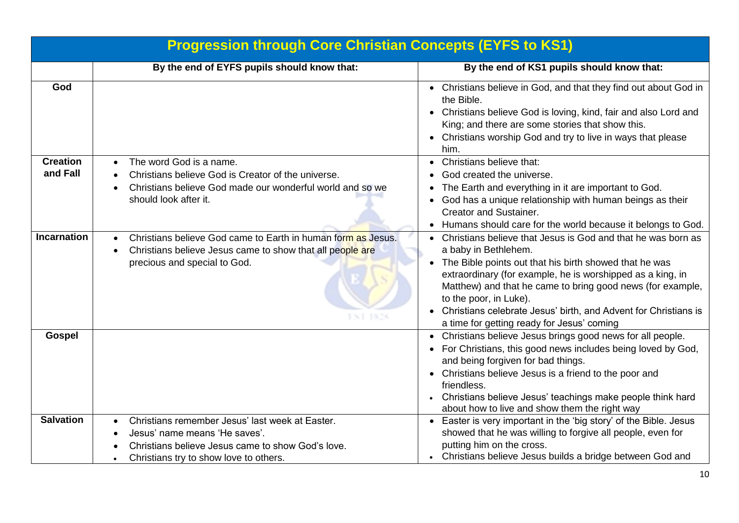| Progression through Core Christian Concepts (EYFS to KS1) | | |
|---|---|---|
| | **By the end of EYFS pupils should know that:** | **By the end of KS1 pupils should know that:** |
| **God** | | • Christians believe in God, and that they find out about God in the Bible.<br>• Christians believe God is loving, kind, fair and also Lord and King; and there are some stories that show this.<br>• Christians worship God and try to live in ways that please him. |
| **Creation and Fall** | • The word God is a name.<br>• Christians believe God is Creator of the universe.<br>• Christians believe God made our wonderful world and so we should look after it. | • Christians believe that:<br>• God created the universe.<br>• The Earth and everything in it are important to God.<br>• God has a unique relationship with human beings as their Creator and Sustainer.<br>• Humans should care for the world because it belongs to God. |
| **Incarnation** | • Christians believe God came to Earth in human form as Jesus.<br>• Christians believe Jesus came to show that all people are precious and special to God. | • Christians believe that Jesus is God and that he was born as a baby in Bethlehem.<br>• The Bible points out that his birth showed that he was extraordinary (for example, he is worshipped as a king, in Matthew) and that he came to bring good news (for example, to the poor, in Luke).<br>• Christians celebrate Jesus' birth, and Advent for Christians is a time for getting ready for Jesus' coming |
| **Gospel** | | • Christians believe Jesus brings good news for all people.<br>• For Christians, this good news includes being loved by God, and being forgiven for bad things.<br>• Christians believe Jesus is a friend to the poor and friendless.<br>• Christians believe Jesus' teachings make people think hard about how to live and show them the right way |
| **Salvation** | • Christians remember Jesus' last week at Easter.<br>• Jesus' name means 'He saves'.<br>• Christians believe Jesus came to show God's love.<br>• Christians try to show love to others. | • Easter is very important in the 'big story' of the Bible. Jesus showed that he was willing to forgive all people, even for putting him on the cross.<br>• Christians believe Jesus builds a bridge between God and |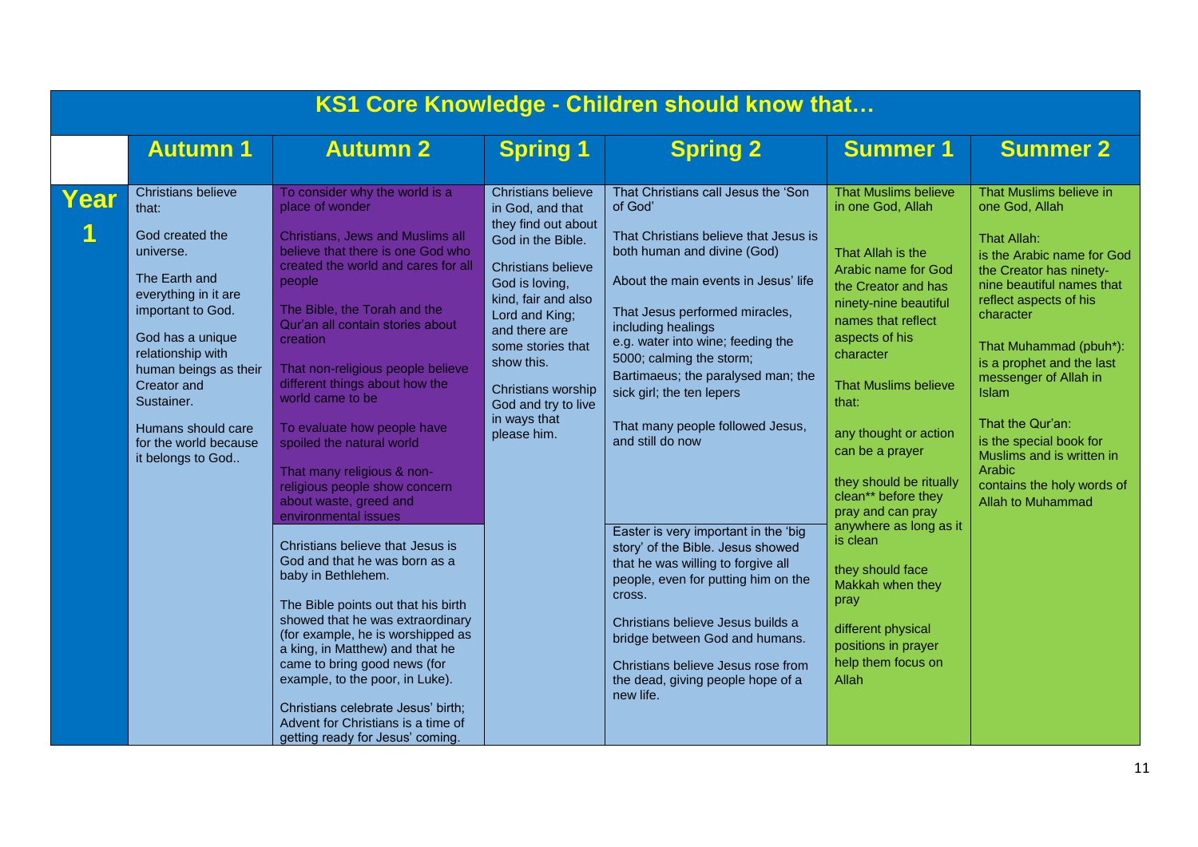## KS1 Core Knowledge - Children should know that…

| | Autumn 1 | Autumn 2 | Spring 1 | Spring 2 | Summer 1 | Summer 2 |
|---|---|---|---|---|---|---|
| **Year 1** | Christians believe that:<br><br>God created the universe.<br><br>The Earth and everything in it are important to God.<br><br>God has a unique relationship with human beings as their Creator and Sustainer.<br><br>Humans should care for the world because it belongs to God.. | To consider why the world is a place of wonder<br><br>Christians, Jews and Muslims all believe that there is one God who created the world and cares for all people<br><br>The Bible, the Torah and the Qur'an all contain stories about creation<br><br>That non-religious people believe different things about how the world came to be<br><br>To evaluate how people have spoiled the natural world<br><br>That many religious & non-religious people show concern about waste, greed and environmental issues<br><br>Christians believe that Jesus is God and that he was born as a baby in Bethlehem.<br><br>The Bible points out that his birth showed that he was extraordinary (for example, he is worshipped as a king, in Matthew) and that he came to bring good news (for example, to the poor, in Luke).<br><br>Christians celebrate Jesus' birth; Advent for Christians is a time of getting ready for Jesus' coming. | Christians believe in God, and that they find out about God in the Bible.<br><br>Christians believe God is loving, kind, fair and also Lord and King; and there are some stories that show this.<br><br>Christians worship God and try to live in ways that please him. | That Christians call Jesus the 'Son of God'<br><br>That Christians believe that Jesus is both human and divine (God)<br><br>About the main events in Jesus' life<br><br>That Jesus performed miracles, including healings e.g. water into wine; feeding the 5000; calming the storm; Bartimaeus; the paralysed man; the sick girl; the ten lepers<br><br>That many people followed Jesus, and still do now<br><br>Easter is very important in the 'big story' of the Bible. Jesus showed that he was willing to forgive all people, even for putting him on the cross.<br><br>Christians believe Jesus builds a bridge between God and humans.<br><br>Christians believe Jesus rose from the dead, giving people hope of a new life. | That Muslims believe in one God, Allah<br><br>That Allah is the Arabic name for God the Creator and has ninety-nine beautiful names that reflect aspects of his character<br><br>That Muslims believe that:<br><br>any thought or action can be a prayer<br><br>they should be ritually clean** before they pray and can pray anywhere as long as it is clean<br><br>they should face Makkah when they pray<br><br>different physical positions in prayer help them focus on Allah | That Muslims believe in one God, Allah<br><br>That Allah:<br>is the Arabic name for God<br>the Creator has ninety-nine beautiful names that reflect aspects of his character<br><br>That Muhammad (pbuh*):<br>is a prophet and the last messenger of Allah in Islam<br><br>That the Qur'an:<br>is the special book for Muslims and is written in Arabic<br>contains the holy words of Allah to Muhammad |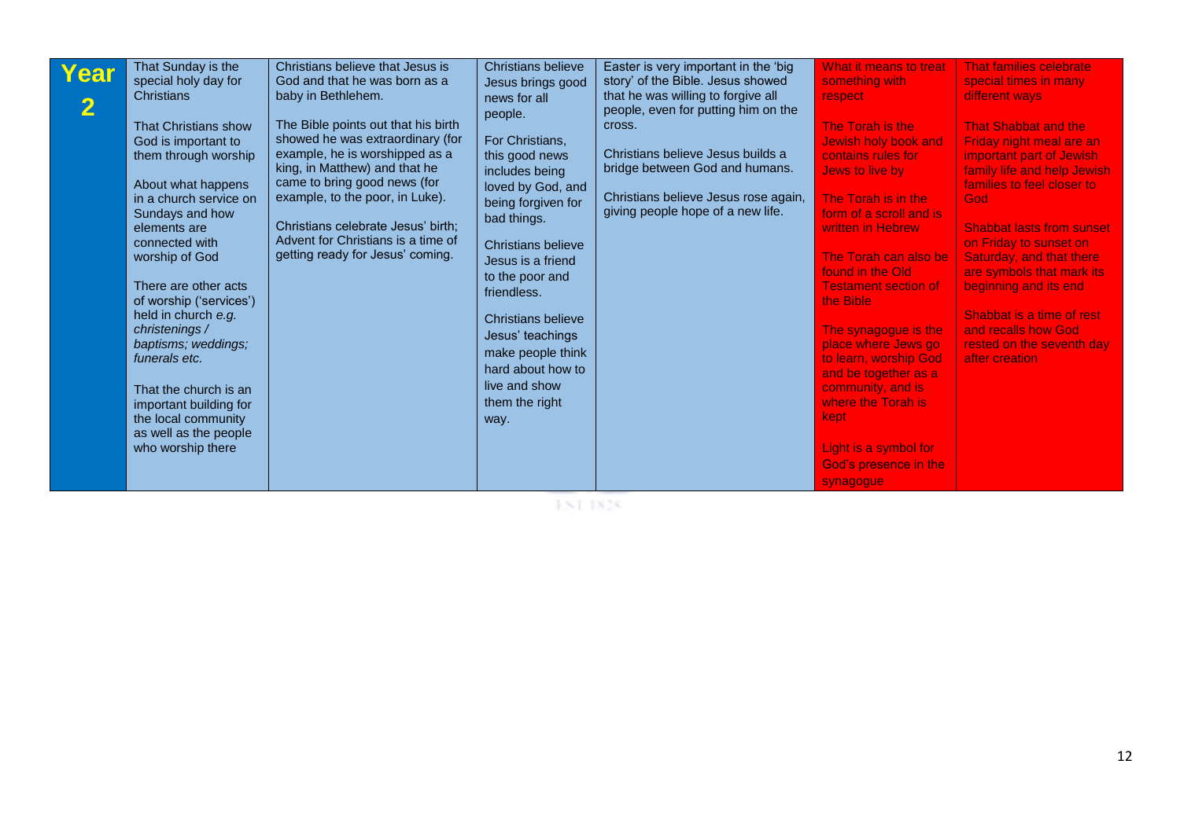| Year 2 | That Sunday is the special holy day for Christians<br><br>That Christians show God is important to them through worship<br><br>About what happens in a church service on Sundays and how elements are connected with worship of God<br><br>There are other acts of worship ('services') held in church *e.g. christenings / baptisms; weddings; funerals etc.*<br><br>That the church is an important building for the local community as well as the people who worship there | Christians believe that Jesus is God and that he was born as a baby in Bethlehem.<br><br>The Bible points out that his birth showed he was extraordinary (for example, he is worshipped as a king, in Matthew) and that he came to bring good news (for example, to the poor, in Luke).<br><br>Christians celebrate Jesus' birth; Advent for Christians is a time of getting ready for Jesus' coming. | Christians believe Jesus brings good news for all people.<br><br>For Christians, this good news includes being loved by God, and being forgiven for bad things.<br><br>Christians believe Jesus is a friend to the poor and friendless.<br><br>Christians believe Jesus' teachings make people think hard about how to live and show them the right way. | Easter is very important in the 'big story' of the Bible. Jesus showed that he was willing to forgive all people, even for putting him on the cross.<br><br>Christians believe Jesus builds a bridge between God and humans.<br><br>Christians believe Jesus rose again, giving people hope of a new life. | What it means to treat something with respect<br><br>The Torah is the Jewish holy book and contains rules for Jews to live by<br><br>The Torah is in the form of a scroll and is written in Hebrew<br><br>The Torah can also be found in the Old Testament section of the Bible<br><br>The synagogue is the place where Jews go to learn, worship God and be together as a community, and is where the Torah is kept<br><br>Light is a symbol for God's presence in the synagogue | That families celebrate special times in many different ways<br><br>That Shabbat and the Friday night meal are an important part of Jewish family life and help Jewish families to feel closer to God<br><br>Shabbat lasts from sunset on Friday to sunset on Saturday, and that there are symbols that mark its beginning and its end<br><br>Shabbat is a time of rest and recalls how God rested on the seventh day after creation |
|---|---|---|---|---|---|---|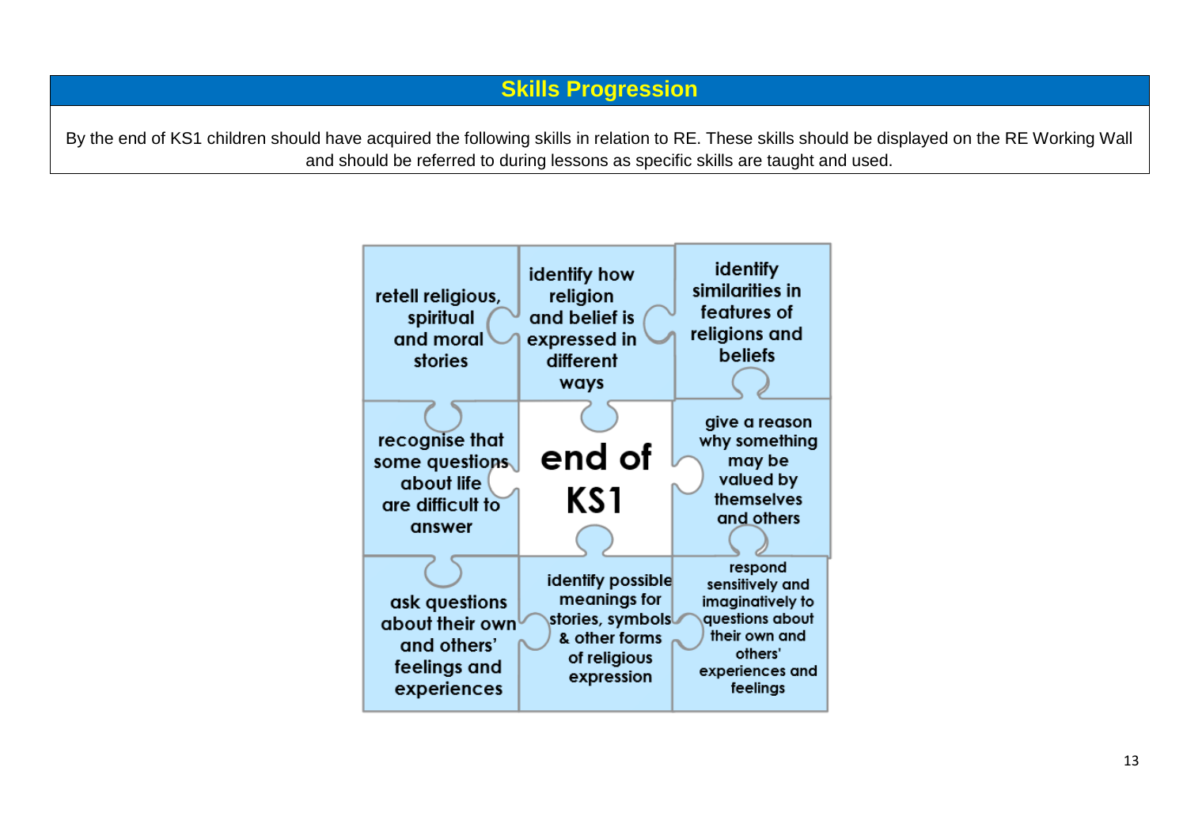## Skills Progression

By the end of KS1 children should have acquired the following skills in relation to RE. These skills should be displayed on the RE Working Wall and should be referred to during lessons as specific skills are taught and used.

| | | |
|---|---|---|
| retell religious, spiritual and moral stories | identify how religion and belief is expressed in different ways | identify similarities in features of religions and beliefs |
| recognise that some questions about life are difficult to answer | **end of KS1** | give a reason why something may be valued by themselves and others |
| ask questions about their own and others' feelings and experiences | identify possible meanings for stories, symbols & other forms of religious expression | respond sensitively and imaginatively to questions about their own and others' experiences and feelings |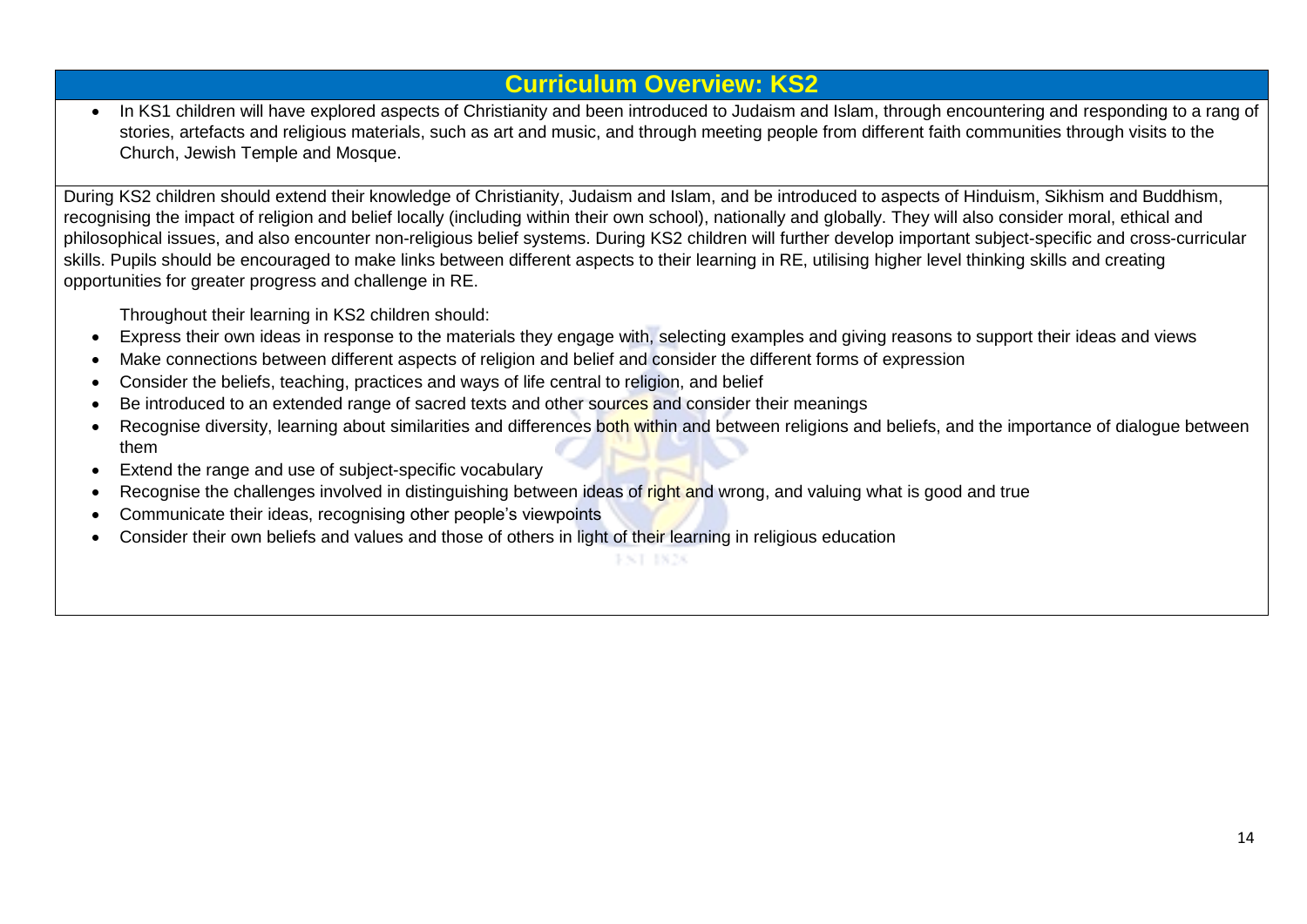# Curriculum Overview: KS2

- In KS1 children will have explored aspects of Christianity and been introduced to Judaism and Islam, through encountering and responding to a rang of stories, artefacts and religious materials, such as art and music, and through meeting people from different faith communities through visits to the Church, Jewish Temple and Mosque.

During KS2 children should extend their knowledge of Christianity, Judaism and Islam, and be introduced to aspects of Hinduism, Sikhism and Buddhism, recognising the impact of religion and belief locally (including within their own school), nationally and globally. They will also consider moral, ethical and philosophical issues, and also encounter non-religious belief systems. During KS2 children will further develop important subject-specific and cross-curricular skills. Pupils should be encouraged to make links between different aspects to their learning in RE, utilising higher level thinking skills and creating opportunities for greater progress and challenge in RE.

Throughout their learning in KS2 children should:

- Express their own ideas in response to the materials they engage with, selecting examples and giving reasons to support their ideas and views
- Make connections between different aspects of religion and belief and consider the different forms of expression
- Consider the beliefs, teaching, practices and ways of life central to religion, and belief
- Be introduced to an extended range of sacred texts and other sources and consider their meanings
- Recognise diversity, learning about similarities and differences both within and between religions and beliefs, and the importance of dialogue between them
- Extend the range and use of subject-specific vocabulary
- Recognise the challenges involved in distinguishing between ideas of right and wrong, and valuing what is good and true
- Communicate their ideas, recognising other people's viewpoints
- Consider their own beliefs and values and those of others in light of their learning in religious education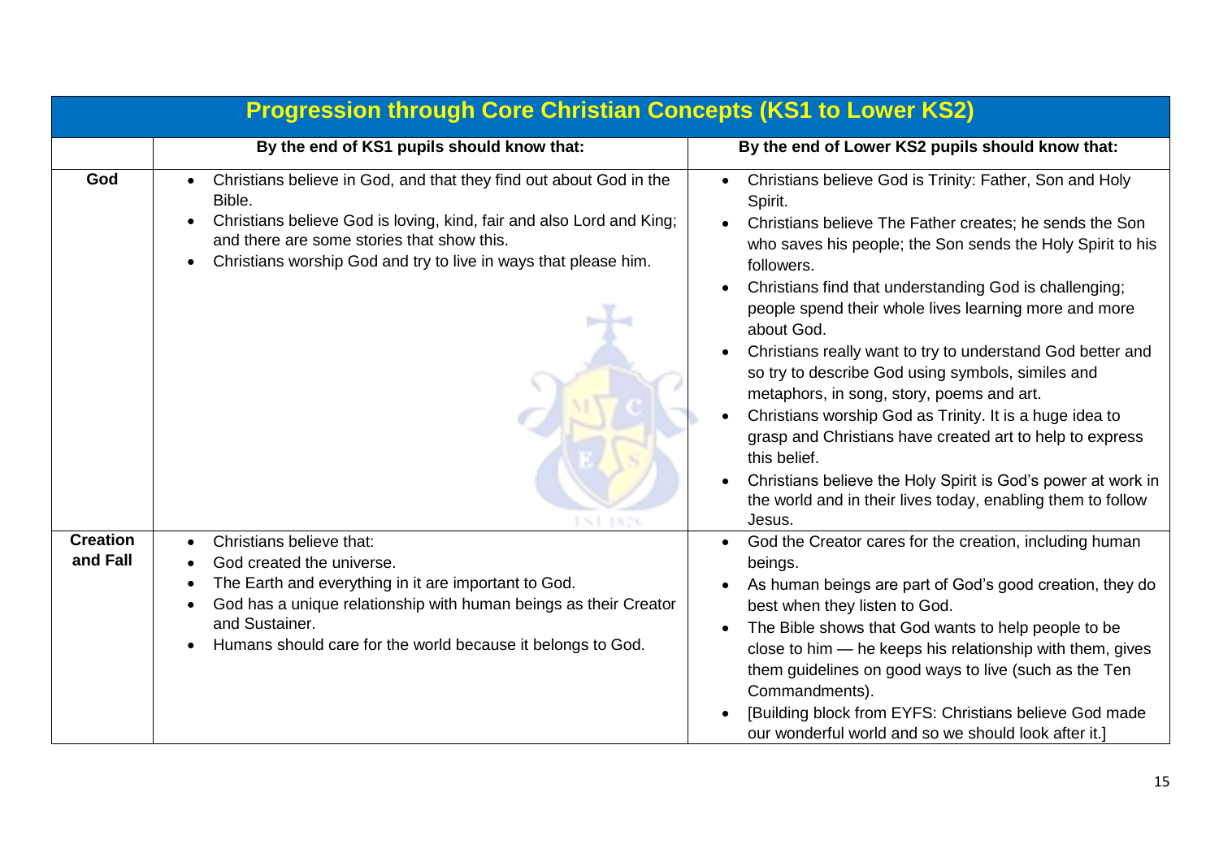| Progression through Core Christian Concepts (KS1 to Lower KS2) | | |
|---|---|---|
| | **By the end of KS1 pupils should know that:** | **By the end of Lower KS2 pupils should know that:** |
| **God** | • Christians believe in God, and that they find out about God in the Bible.<br>• Christians believe God is loving, kind, fair and also Lord and King; and there are some stories that show this.<br>• Christians worship God and try to live in ways that please him. | • Christians believe God is Trinity: Father, Son and Holy Spirit.<br>• Christians believe The Father creates; he sends the Son who saves his people; the Son sends the Holy Spirit to his followers.<br>• Christians find that understanding God is challenging; people spend their whole lives learning more and more about God.<br>• Christians really want to try to understand God better and so try to describe God using symbols, similes and metaphors, in song, story, poems and art.<br>• Christians worship God as Trinity. It is a huge idea to grasp and Christians have created art to help to express this belief.<br>• Christians believe the Holy Spirit is God's power at work in the world and in their lives today, enabling them to follow Jesus. |
| **Creation and Fall** | • Christians believe that:<br>• God created the universe.<br>• The Earth and everything in it are important to God.<br>• God has a unique relationship with human beings as their Creator and Sustainer.<br>• Humans should care for the world because it belongs to God. | • God the Creator cares for the creation, including human beings.<br>• As human beings are part of God's good creation, they do best when they listen to God.<br>• The Bible shows that God wants to help people to be close to him — he keeps his relationship with them, gives them guidelines on good ways to live (such as the Ten Commandments).<br>• [Building block from EYFS: Christians believe God made our wonderful world and so we should look after it.] |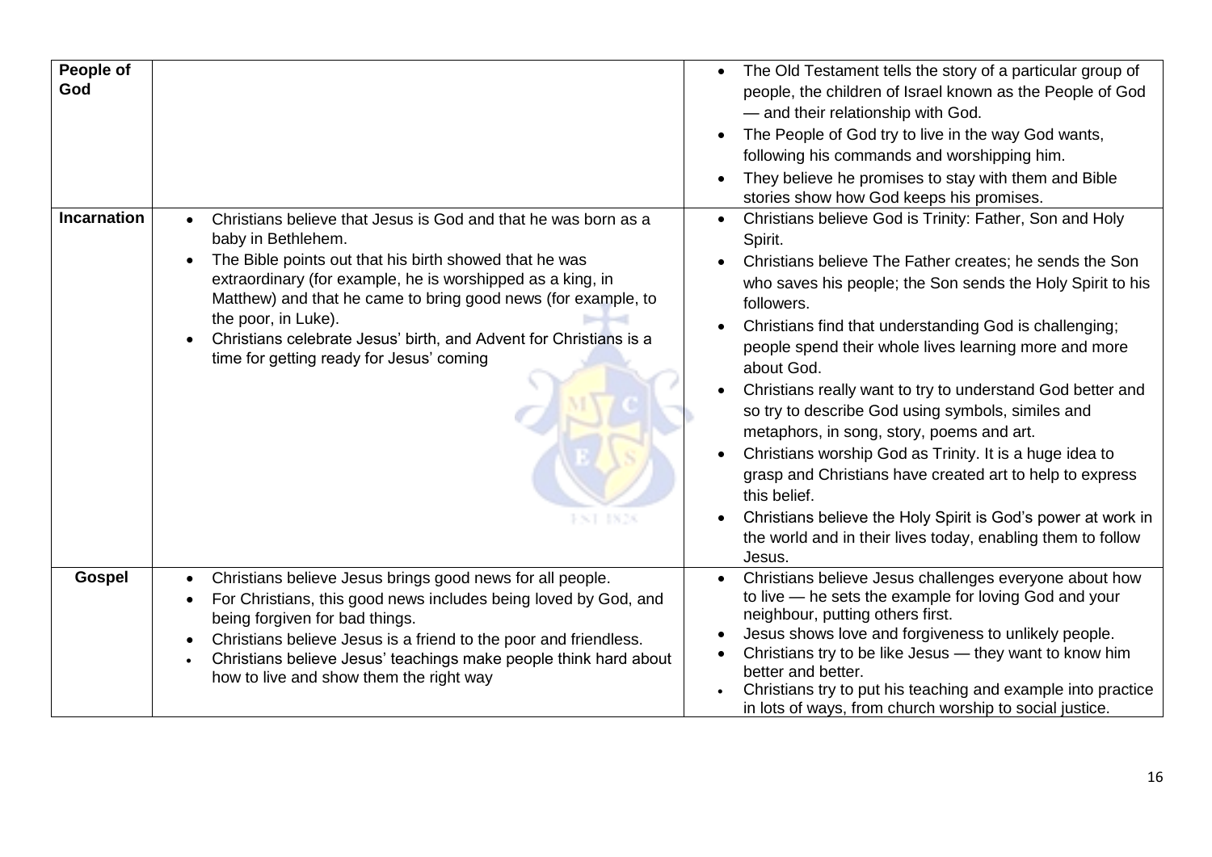| | | |
|---|---|---|
| **People of God** | | • The Old Testament tells the story of a particular group of people, the children of Israel known as the People of God — and their relationship with God.<br>• The People of God try to live in the way God wants, following his commands and worshipping him.<br>• They believe he promises to stay with them and Bible stories show how God keeps his promises. |
| **Incarnation** | • Christians believe that Jesus is God and that he was born as a baby in Bethlehem.<br>• The Bible points out that his birth showed that he was extraordinary (for example, he is worshipped as a king, in Matthew) and that he came to bring good news (for example, to the poor, in Luke).<br>• Christians celebrate Jesus' birth, and Advent for Christians is a time for getting ready for Jesus' coming | • Christians believe God is Trinity: Father, Son and Holy Spirit.<br>• Christians believe The Father creates; he sends the Son who saves his people; the Son sends the Holy Spirit to his followers.<br>• Christians find that understanding God is challenging; people spend their whole lives learning more and more about God.<br>• Christians really want to try to understand God better and so try to describe God using symbols, similes and metaphors, in song, story, poems and art.<br>• Christians worship God as Trinity. It is a huge idea to grasp and Christians have created art to help to express this belief.<br>• Christians believe the Holy Spirit is God's power at work in the world and in their lives today, enabling them to follow Jesus. |
| **Gospel** | • Christians believe Jesus brings good news for all people.<br>• For Christians, this good news includes being loved by God, and being forgiven for bad things.<br>• Christians believe Jesus is a friend to the poor and friendless.<br>• Christians believe Jesus' teachings make people think hard about how to live and show them the right way | • Christians believe Jesus challenges everyone about how to live — he sets the example for loving God and your neighbour, putting others first.<br>• Jesus shows love and forgiveness to unlikely people.<br>• Christians try to be like Jesus — they want to know him better and better.<br>• Christians try to put his teaching and example into practice in lots of ways, from church worship to social justice. |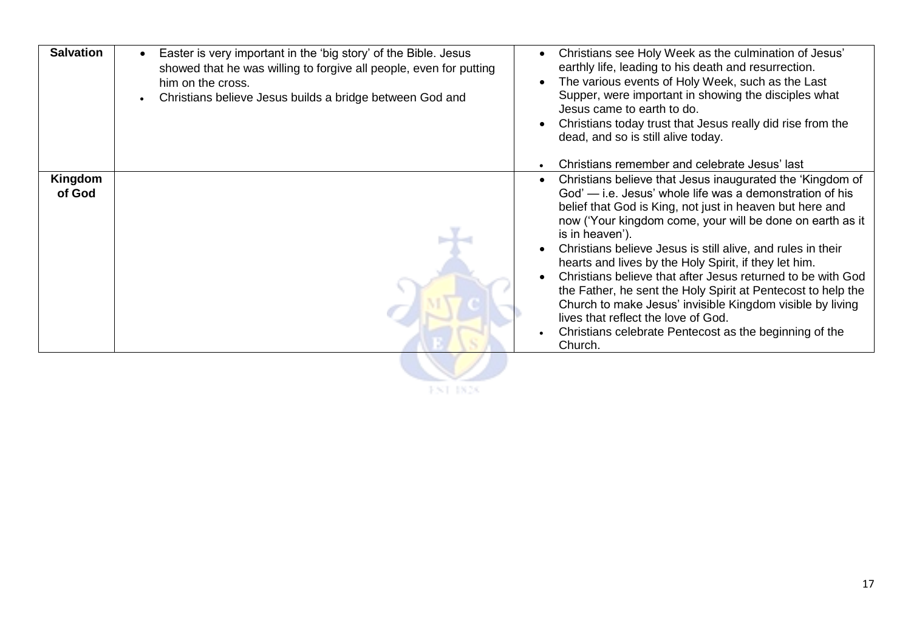| | | |
|---|---|---|
| **Salvation** | • Easter is very important in the 'big story' of the Bible. Jesus showed that he was willing to forgive all people, even for putting him on the cross.<br>• Christians believe Jesus builds a bridge between God and | • Christians see Holy Week as the culmination of Jesus' earthly life, leading to his death and resurrection.<br>• The various events of Holy Week, such as the Last Supper, were important in showing the disciples what Jesus came to earth to do.<br>• Christians today trust that Jesus really did rise from the dead, and so is still alive today.<br>• Christians remember and celebrate Jesus' last |
| **Kingdom of God** | | • Christians believe that Jesus inaugurated the 'Kingdom of God' — i.e. Jesus' whole life was a demonstration of his belief that God is King, not just in heaven but here and now ('Your kingdom come, your will be done on earth as it is in heaven').<br>• Christians believe Jesus is still alive, and rules in their hearts and lives by the Holy Spirit, if they let him.<br>• Christians believe that after Jesus returned to be with God the Father, he sent the Holy Spirit at Pentecost to help the Church to make Jesus' invisible Kingdom visible by living lives that reflect the love of God.<br>• Christians celebrate Pentecost as the beginning of the Church. |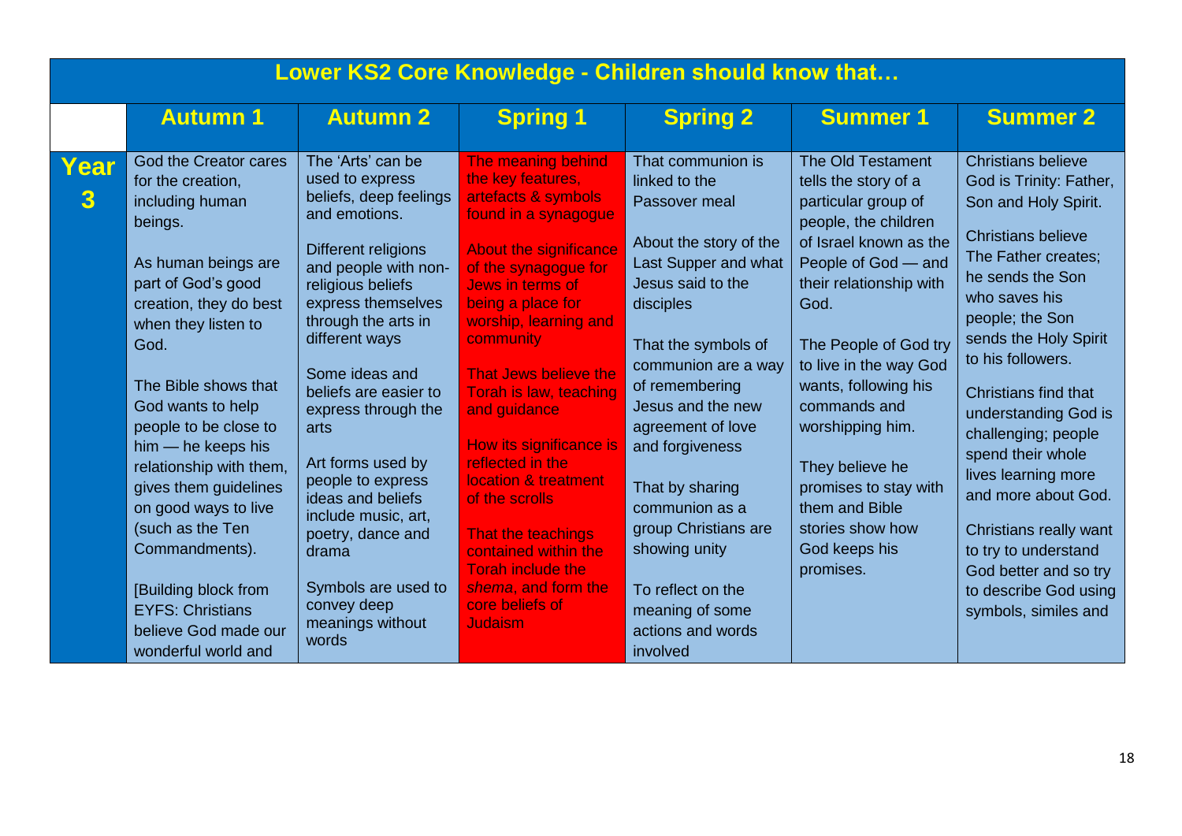| Lower KS2 Core Knowledge - Children should know that… | | | | | | |
|---|---|---|---|---|---|---|
| | **Autumn 1** | **Autumn 2** | **Spring 1** | **Spring 2** | **Summer 1** | **Summer 2** |
| **Year 3** | God the Creator cares for the creation, including human beings.<br><br>As human beings are part of God's good creation, they do best when they listen to God.<br><br>The Bible shows that God wants to help people to be close to him — he keeps his relationship with them, gives them guidelines on good ways to live (such as the Ten Commandments).<br><br>[Building block from EYFS: Christians believe God made our wonderful world and | The 'Arts' can be used to express beliefs, deep feelings and emotions.<br><br>Different religions and people with non-religious beliefs express themselves through the arts in different ways<br><br>Some ideas and beliefs are easier to express through the arts<br><br>Art forms used by people to express ideas and beliefs include music, art, poetry, dance and drama<br><br>Symbols are used to convey deep meanings without words | The meaning behind the key features, artefacts & symbols found in a synagogue<br><br>About the significance of the synagogue for Jews in terms of being a place for worship, learning and community<br><br>That Jews believe the Torah is law, teaching and guidance<br><br>How its significance is reflected in the location & treatment of the scrolls<br><br>That the teachings contained within the Torah include the *shema*, and form the core beliefs of Judaism | That communion is linked to the Passover meal<br><br>About the story of the Last Supper and what Jesus said to the disciples<br><br>That the symbols of communion are a way of remembering Jesus and the new agreement of love and forgiveness<br><br>That by sharing communion as a group Christians are showing unity<br><br>To reflect on the meaning of some actions and words involved | The Old Testament tells the story of a particular group of people, the children of Israel known as the People of God — and their relationship with God.<br><br>The People of God try to live in the way God wants, following his commands and worshipping him.<br><br>They believe he promises to stay with them and Bible stories show how God keeps his promises. | Christians believe God is Trinity: Father, Son and Holy Spirit.<br><br>Christians believe The Father creates; he sends the Son who saves his people; the Son sends the Holy Spirit to his followers.<br><br>Christians find that understanding God is challenging; people spend their whole lives learning more and more about God.<br><br>Christians really want to try to understand God better and so try to describe God using symbols, similes and |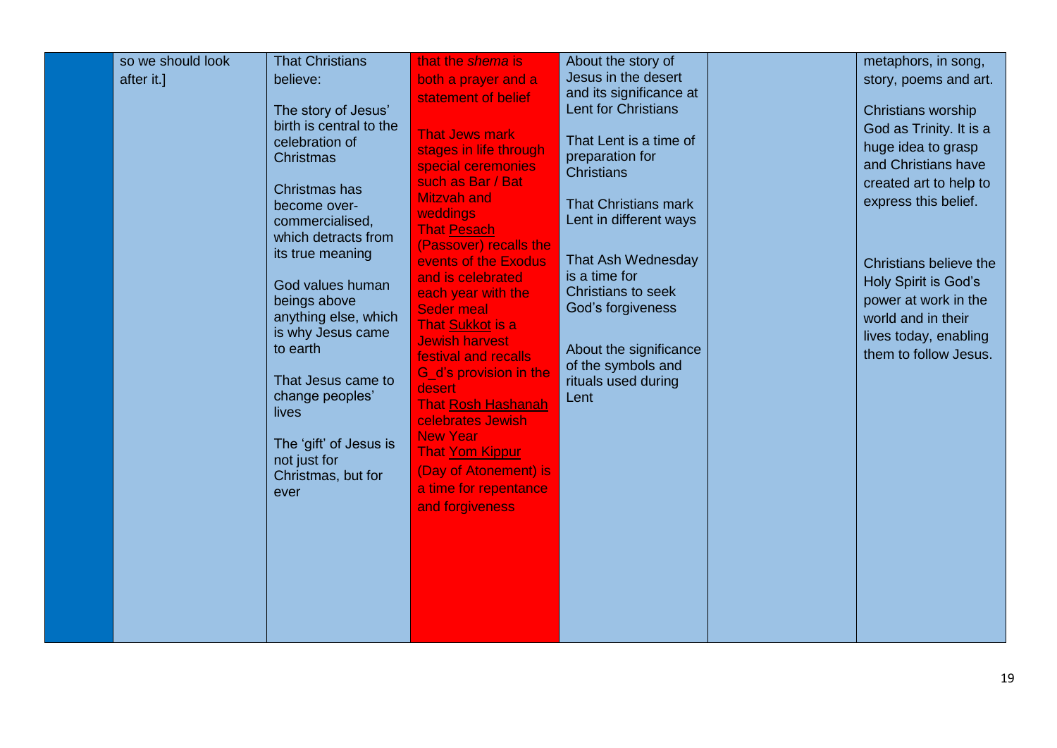|  | so we should look after it.] | That Christians believe:<br><br>The story of Jesus' birth is central to the celebration of Christmas<br><br>Christmas has become over-commercialised, which detracts from its true meaning<br><br>God values human beings above anything else, which is why Jesus came to earth<br><br>That Jesus came to change peoples' lives<br><br>The 'gift' of Jesus is not just for Christmas, but for ever | that the *shema* is both a prayer and a statement of belief<br><br>That Jews mark stages in life through special ceremonies such as Bar / Bat Mitzvah and weddings<br>That Pesach (Passover) recalls the events of the Exodus and is celebrated each year with the Seder meal<br>That Sukkot is a Jewish harvest festival and recalls G_d's provision in the desert<br>That Rosh Hashanah celebrates Jewish New Year<br>That Yom Kippur (Day of Atonement) is a time for repentance and forgiveness | About the story of Jesus in the desert and its significance at Lent for Christians<br><br>That Lent is a time of preparation for Christians<br><br>That Christians mark Lent in different ways<br><br>That Ash Wednesday is a time for Christians to seek God's forgiveness<br><br>About the significance of the symbols and rituals used during Lent |  | metaphors, in song, story, poems and art.<br><br>Christians worship God as Trinity. It is a huge idea to grasp and Christians have created art to help to express this belief.<br><br>Christians believe the Holy Spirit is God's power at work in the world and in their lives today, enabling them to follow Jesus. |
|---|---|---|---|---|---|---|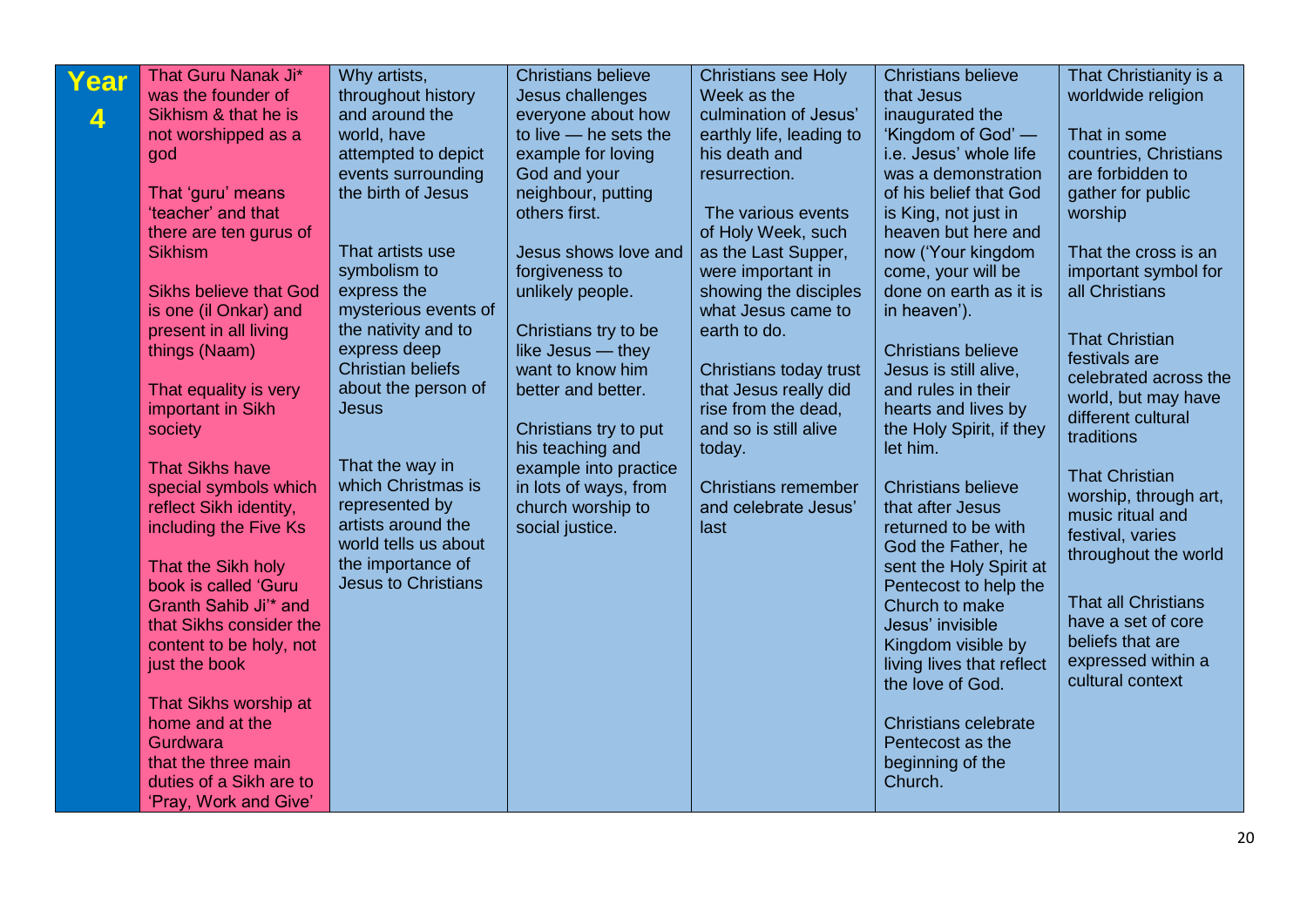| Year 4 | | | | | | |
|---|---|---|---|---|---|---|
| | That Guru Nanak Ji* was the founder of Sikhism & that he is not worshipped as a god<br><br>That 'guru' means 'teacher' and that there are ten gurus of Sikhism<br><br>Sikhs believe that God is one (il Onkar) and present in all living things (Naam)<br><br>That equality is very important in Sikh society<br><br>That Sikhs have special symbols which reflect Sikh identity, including the Five Ks<br><br>That the Sikh holy book is called 'Guru Granth Sahib Ji'* and that Sikhs consider the content to be holy, not just the book<br><br>That Sikhs worship at home and at the Gurdwara<br>that the three main duties of a Sikh are to 'Pray, Work and Give' | Why artists, throughout history and around the world, have attempted to depict events surrounding the birth of Jesus<br><br>That artists use symbolism to express the mysterious events of the nativity and to express deep Christian beliefs about the person of Jesus<br><br>That the way in which Christmas is represented by artists around the world tells us about the importance of Jesus to Christians | Christians believe Jesus challenges everyone about how to live — he sets the example for loving God and your neighbour, putting others first.<br><br>Jesus shows love and forgiveness to unlikely people.<br><br>Christians try to be like Jesus — they want to know him better and better.<br><br>Christians try to put his teaching and example into practice in lots of ways, from church worship to social justice. | Christians see Holy Week as the culmination of Jesus' earthly life, leading to his death and resurrection.<br><br>The various events of Holy Week, such as the Last Supper, were important in showing the disciples what Jesus came to earth to do.<br><br>Christians today trust that Jesus really did rise from the dead, and so is still alive today.<br><br>Christians remember and celebrate Jesus' last | Christians believe that Jesus inaugurated the 'Kingdom of God' — i.e. Jesus' whole life was a demonstration of his belief that God is King, not just in heaven but here and now ('Your kingdom come, your will be done on earth as it is in heaven').<br><br>Christians believe Jesus is still alive, and rules in their hearts and lives by the Holy Spirit, if they let him.<br><br>Christians believe that after Jesus returned to be with God the Father, he sent the Holy Spirit at Pentecost to help the Church to make Jesus' invisible Kingdom visible by living lives that reflect the love of God.<br><br>Christians celebrate Pentecost as the beginning of the Church. | That Christianity is a worldwide religion<br><br>That in some countries, Christians are forbidden to gather for public worship<br><br>That the cross is an important symbol for all Christians<br><br>That Christian festivals are celebrated across the world, but may have different cultural traditions<br><br>That Christian worship, through art, music ritual and festival, varies throughout the world<br><br>That all Christians have a set of core beliefs that are expressed within a cultural context |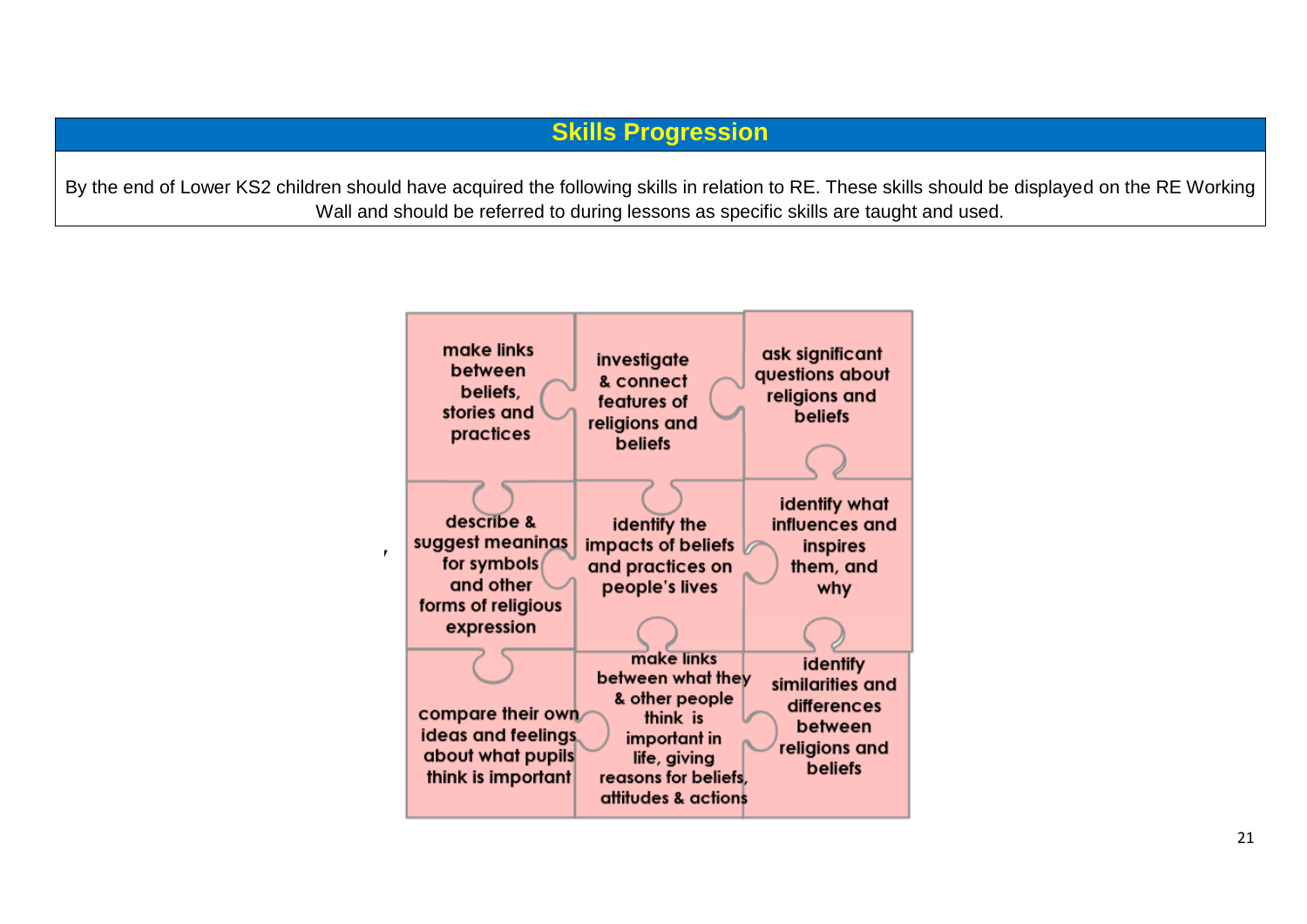## Skills Progression

By the end of Lower KS2 children should have acquired the following skills in relation to RE. These skills should be displayed on the RE Working Wall and should be referred to during lessons as specific skills are taught and used.

| | | |
|---|---|---|
| make links between beliefs, stories and practices | investigate & connect features of religions and beliefs | ask significant questions about religions and beliefs |
| describe & suggest meanings for symbols and other forms of religious expression | identify the impacts of beliefs and practices on people's lives | identify what influences and inspires them, and why |
| compare their own ideas and feelings about what pupils think is important | make links between what they & other people think is important in life, giving reasons for beliefs, attitudes & actions | identify similarities and differences between religions and beliefs |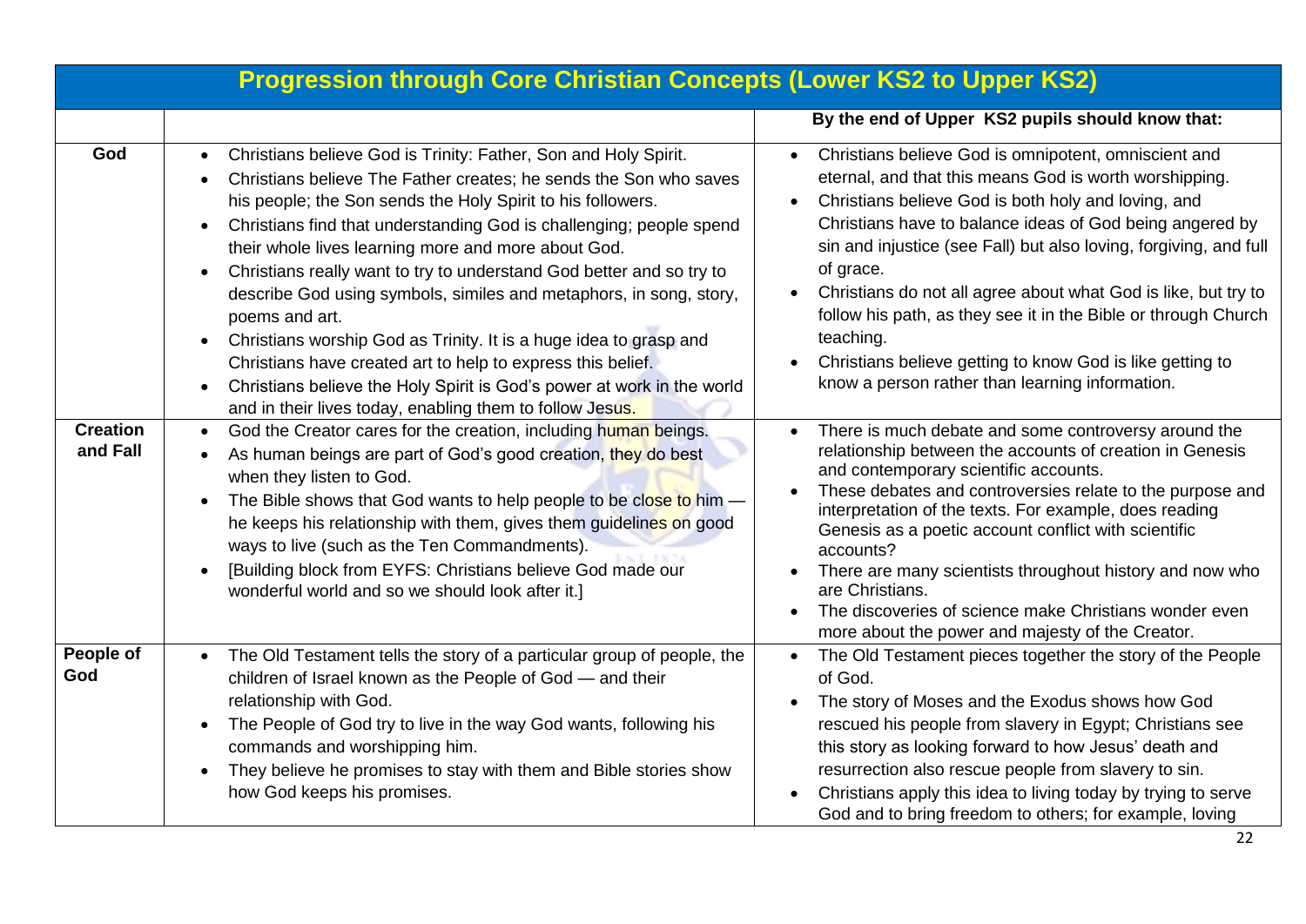# Progression through Core Christian Concepts (Lower KS2 to Upper KS2)

| | | By the end of Upper KS2 pupils should know that: |
|---|---|---|
| **God** | • Christians believe God is Trinity: Father, Son and Holy Spirit.<br>• Christians believe The Father creates; he sends the Son who saves his people; the Son sends the Holy Spirit to his followers.<br>• Christians find that understanding God is challenging; people spend their whole lives learning more and more about God.<br>• Christians really want to try to understand God better and so try to describe God using symbols, similes and metaphors, in song, story, poems and art.<br>• Christians worship God as Trinity. It is a huge idea to grasp and Christians have created art to help to express this belief.<br>• Christians believe the Holy Spirit is God's power at work in the world and in their lives today, enabling them to follow Jesus. | • Christians believe God is omnipotent, omniscient and eternal, and that this means God is worth worshipping.<br>• Christians believe God is both holy and loving, and Christians have to balance ideas of God being angered by sin and injustice (see Fall) but also loving, forgiving, and full of grace.<br>• Christians do not all agree about what God is like, but try to follow his path, as they see it in the Bible or through Church teaching.<br>• Christians believe getting to know God is like getting to know a person rather than learning information. |
| **Creation and Fall** | • God the Creator cares for the creation, including human beings.<br>• As human beings are part of God's good creation, they do best when they listen to God.<br>• The Bible shows that God wants to help people to be close to him — he keeps his relationship with them, gives them guidelines on good ways to live (such as the Ten Commandments).<br>• [Building block from EYFS: Christians believe God made our wonderful world and so we should look after it.] | • There is much debate and some controversy around the relationship between the accounts of creation in Genesis and contemporary scientific accounts.<br>• These debates and controversies relate to the purpose and interpretation of the texts. For example, does reading Genesis as a poetic account conflict with scientific accounts?<br>• There are many scientists throughout history and now who are Christians.<br>• The discoveries of science make Christians wonder even more about the power and majesty of the Creator. |
| **People of God** | • The Old Testament tells the story of a particular group of people, the children of Israel known as the People of God — and their relationship with God.<br>• The People of God try to live in the way God wants, following his commands and worshipping him.<br>• They believe he promises to stay with them and Bible stories show how God keeps his promises. | • The Old Testament pieces together the story of the People of God.<br>• The story of Moses and the Exodus shows how God rescued his people from slavery in Egypt; Christians see this story as looking forward to how Jesus' death and resurrection also rescue people from slavery to sin.<br>• Christians apply this idea to living today by trying to serve God and to bring freedom to others; for example, loving |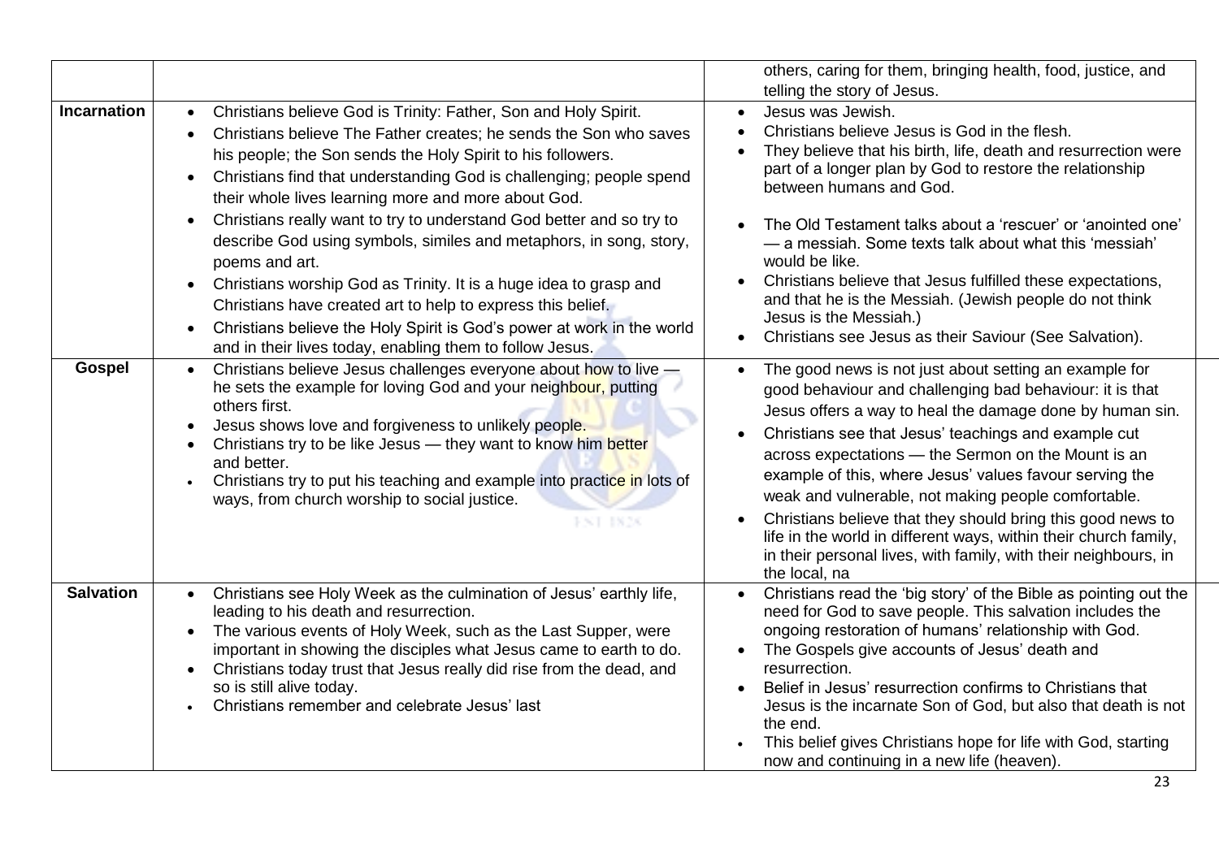|  |  |  |
| --- | --- | --- |
|  |  | others, caring for them, bringing health, food, justice, and telling the story of Jesus. |
| **Incarnation** | • Christians believe God is Trinity: Father, Son and Holy Spirit.<br>• Christians believe The Father creates; he sends the Son who saves his people; the Son sends the Holy Spirit to his followers.<br>• Christians find that understanding God is challenging; people spend their whole lives learning more and more about God.<br>• Christians really want to try to understand God better and so try to describe God using symbols, similes and metaphors, in song, story, poems and art.<br>• Christians worship God as Trinity. It is a huge idea to grasp and Christians have created art to help to express this belief.<br>• Christians believe the Holy Spirit is God's power at work in the world and in their lives today, enabling them to follow Jesus. | • Jesus was Jewish.<br>• Christians believe Jesus is God in the flesh.<br>• They believe that his birth, life, death and resurrection were part of a longer plan by God to restore the relationship between humans and God.<br>• The Old Testament talks about a 'rescuer' or 'anointed one' — a messiah. Some texts talk about what this 'messiah' would be like.<br>• Christians believe that Jesus fulfilled these expectations, and that he is the Messiah. (Jewish people do not think Jesus is the Messiah.)<br>• Christians see Jesus as their Saviour (See Salvation). |
| **Gospel** | • Christians believe Jesus challenges everyone about how to live — he sets the example for loving God and your neighbour, putting others first.<br>• Jesus shows love and forgiveness to unlikely people.<br>• Christians try to be like Jesus — they want to know him better and better.<br>• Christians try to put his teaching and example into practice in lots of ways, from church worship to social justice. | • The good news is not just about setting an example for good behaviour and challenging bad behaviour: it is that Jesus offers a way to heal the damage done by human sin.<br>• Christians see that Jesus' teachings and example cut across expectations — the Sermon on the Mount is an example of this, where Jesus' values favour serving the weak and vulnerable, not making people comfortable.<br>• Christians believe that they should bring this good news to life in the world in different ways, within their church family, in their personal lives, with family, with their neighbours, in the local, na |
| **Salvation** | • Christians see Holy Week as the culmination of Jesus' earthly life, leading to his death and resurrection.<br>• The various events of Holy Week, such as the Last Supper, were important in showing the disciples what Jesus came to earth to do.<br>• Christians today trust that Jesus really did rise from the dead, and so is still alive today.<br>• Christians remember and celebrate Jesus' last | • Christians read the 'big story' of the Bible as pointing out the need for God to save people. This salvation includes the ongoing restoration of humans' relationship with God.<br>• The Gospels give accounts of Jesus' death and resurrection.<br>• Belief in Jesus' resurrection confirms to Christians that Jesus is the incarnate Son of God, but also that death is not the end.<br>• This belief gives Christians hope for life with God, starting now and continuing in a new life (heaven). |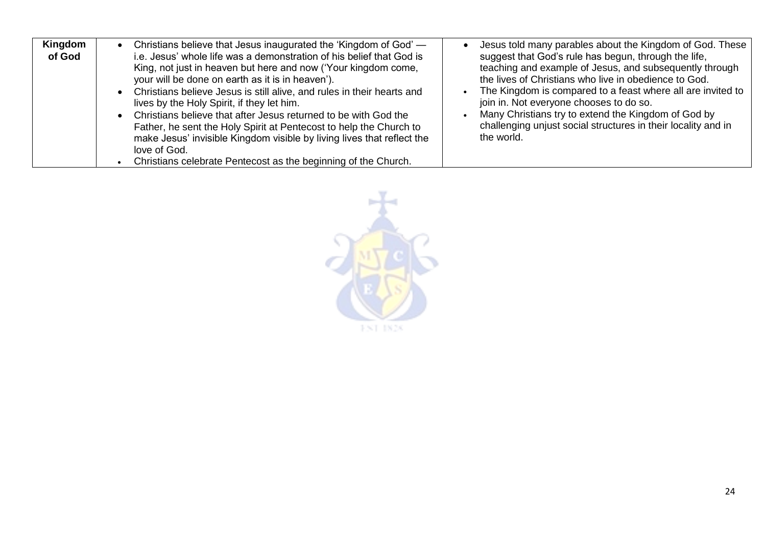| Kingdom of God | • Christians believe that Jesus inaugurated the 'Kingdom of God' — i.e. Jesus' whole life was a demonstration of his belief that God is King, not just in heaven but here and now ('Your kingdom come, your will be done on earth as it is in heaven').<br>• Christians believe Jesus is still alive, and rules in their hearts and lives by the Holy Spirit, if they let him.<br>• Christians believe that after Jesus returned to be with God the Father, he sent the Holy Spirit at Pentecost to help the Church to make Jesus' invisible Kingdom visible by living lives that reflect the love of God.<br>• Christians celebrate Pentecost as the beginning of the Church. | • Jesus told many parables about the Kingdom of God. These suggest that God's rule has begun, through the life, teaching and example of Jesus, and subsequently through the lives of Christians who live in obedience to God.<br>• The Kingdom is compared to a feast where all are invited to join in. Not everyone chooses to do so.<br>• Many Christians try to extend the Kingdom of God by challenging unjust social structures in their locality and in the world. |
|---|---|---|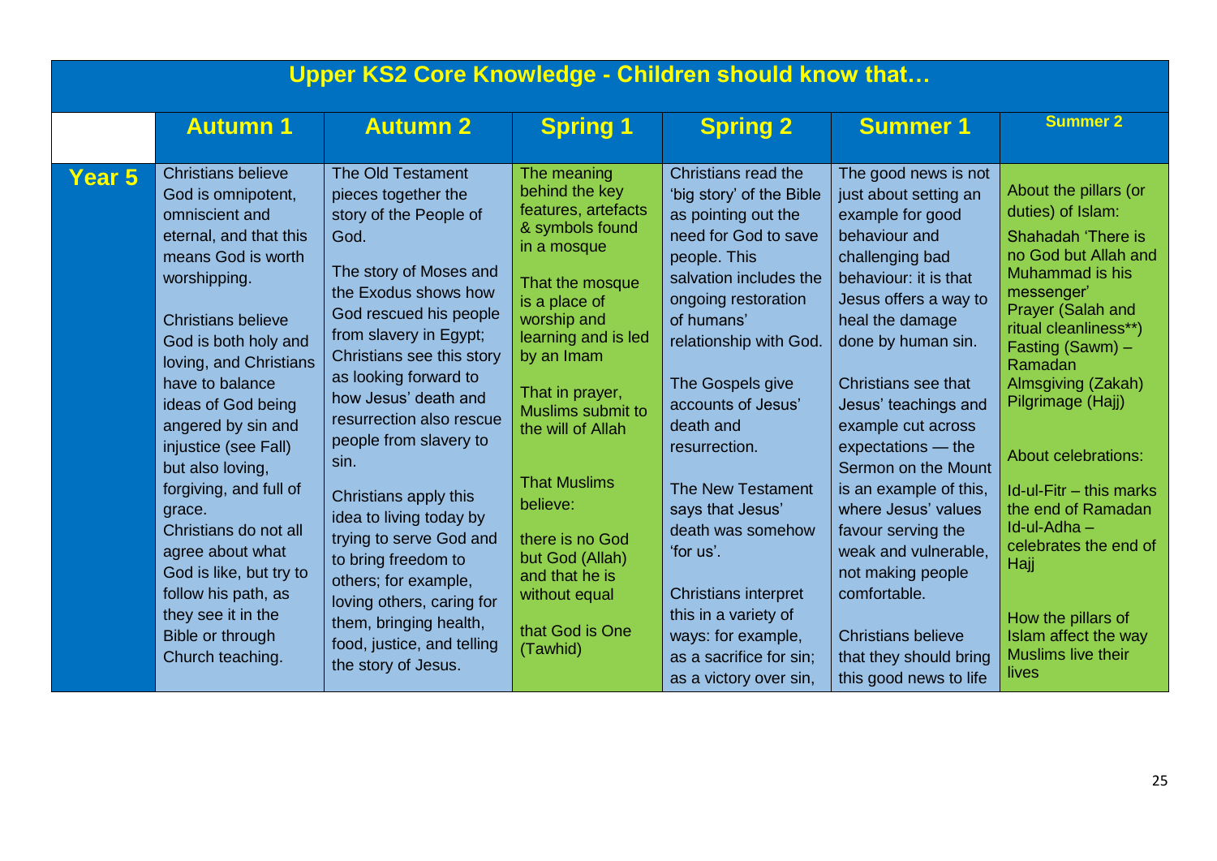| Upper KS2 Core Knowledge - Children should know that… | | | | | | |
|---|---|---|---|---|---|---|
| | **Autumn 1** | **Autumn 2** | **Spring 1** | **Spring 2** | **Summer 1** | **Summer 2** |
| **Year 5** | Christians believe God is omnipotent, omniscient and eternal, and that this means God is worth worshipping.<br><br>Christians believe God is both holy and loving, and Christians have to balance ideas of God being angered by sin and injustice (see Fall) but also loving, forgiving, and full of grace.<br>Christians do not all agree about what God is like, but try to follow his path, as they see it in the Bible or through Church teaching. | The Old Testament pieces together the story of the People of God.<br><br>The story of Moses and the Exodus shows how God rescued his people from slavery in Egypt; Christians see this story as looking forward to how Jesus' death and resurrection also rescue people from slavery to sin.<br><br>Christians apply this idea to living today by trying to serve God and to bring freedom to others; for example, loving others, caring for them, bringing health, food, justice, and telling the story of Jesus. | The meaning behind the key features, artefacts & symbols found in a mosque<br><br>That the mosque is a place of worship and learning and is led by an Imam<br><br>That in prayer, Muslims submit to the will of Allah<br><br>That Muslims believe:<br><br>there is no God but God (Allah) and that he is without equal<br><br>that God is One (Tawhid) | Christians read the 'big story' of the Bible as pointing out the need for God to save people. This salvation includes the ongoing restoration of humans' relationship with God.<br><br>The Gospels give accounts of Jesus' death and resurrection.<br><br>The New Testament says that Jesus' death was somehow 'for us'.<br><br>Christians interpret this in a variety of ways: for example, as a sacrifice for sin; as a victory over sin, | The good news is not just about setting an example for good behaviour and challenging bad behaviour: it is that Jesus offers a way to heal the damage done by human sin.<br><br>Christians see that Jesus' teachings and example cut across expectations — the Sermon on the Mount is an example of this, where Jesus' values favour serving the weak and vulnerable, not making people comfortable.<br><br>Christians believe that they should bring this good news to life | About the pillars (or duties) of Islam:<br>Shahadah 'There is no God but Allah and Muhammad is his messenger'<br>Prayer (Salah and ritual cleanliness**)<br>Fasting (Sawm) – Ramadan<br>Almsgiving (Zakah)<br>Pilgrimage (Hajj)<br><br>About celebrations:<br><br>Id-ul-Fitr – this marks the end of Ramadan<br>Id-ul-Adha – celebrates the end of Hajj<br><br>How the pillars of Islam affect the way Muslims live their lives |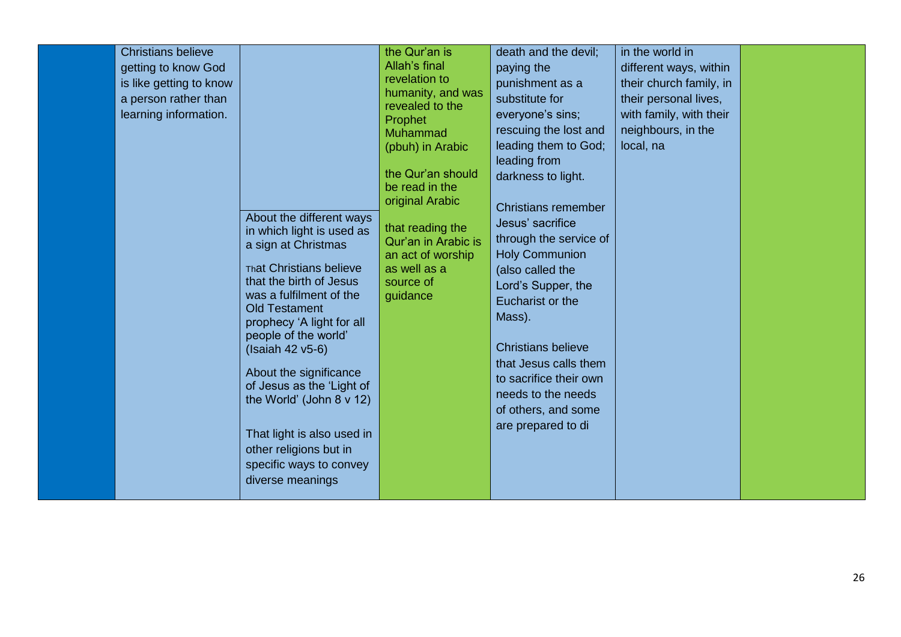| | | | | | | |
|---|---|---|---|---|---|---|
| | Christians believe getting to know God is like getting to know a person rather than learning information. | About the different ways in which light is used as a sign at Christmas<br><br>That Christians believe that the birth of Jesus was a fulfilment of the Old Testament prophecy 'A light for all people of the world' (Isaiah 42 v5-6)<br><br>About the significance of Jesus as the 'Light of the World' (John 8 v 12)<br><br>That light is also used in other religions but in specific ways to convey diverse meanings | the Qur'an is Allah's final revelation to humanity, and was revealed to the Prophet Muhammad (pbuh) in Arabic<br><br>the Qur'an should be read in the original Arabic<br><br>that reading the Qur'an in Arabic is an act of worship as well as a source of guidance | death and the devil; paying the punishment as a substitute for everyone's sins; rescuing the lost and leading them to God; leading from darkness to light.<br><br>Christians remember Jesus' sacrifice through the service of Holy Communion (also called the Lord's Supper, the Eucharist or the Mass).<br><br>Christians believe that Jesus calls them to sacrifice their own needs to the needs of others, and some are prepared to di | in the world in different ways, within their church family, in their personal lives, with family, with their neighbours, in the local, na | |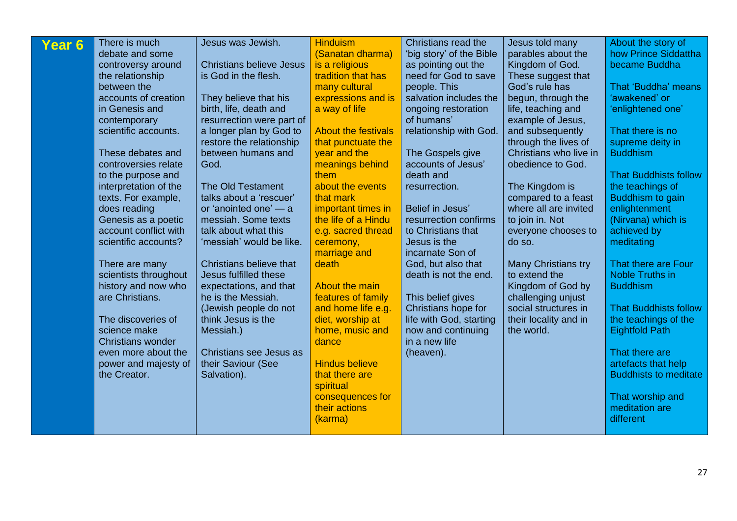| Year 6 | | | | | | |
|---|---|---|---|---|---|---|
| | There is much debate and some controversy around the relationship between the accounts of creation in Genesis and contemporary scientific accounts.<br><br>These debates and controversies relate to the purpose and interpretation of the texts. For example, does reading Genesis as a poetic account conflict with scientific accounts?<br><br>There are many scientists throughout history and now who are Christians.<br><br>The discoveries of science make Christians wonder even more about the power and majesty of the Creator. | Jesus was Jewish.<br><br>Christians believe Jesus is God in the flesh.<br><br>They believe that his birth, life, death and resurrection were part of a longer plan by God to restore the relationship between humans and God.<br><br>The Old Testament talks about a 'rescuer' or 'anointed one' — a messiah. Some texts talk about what this 'messiah' would be like.<br><br>Christians believe that Jesus fulfilled these expectations, and that he is the Messiah. (Jewish people do not think Jesus is the Messiah.)<br><br>Christians see Jesus as their Saviour (See Salvation). | Hinduism (Sanatan dharma) is a religious tradition that has many cultural expressions and is a way of life<br><br>About the festivals that punctuate the year and the meanings behind them<br>about the events that mark important times in the life of a Hindu e.g. sacred thread ceremony, marriage and death<br><br>About the main features of family and home life e.g. diet, worship at home, music and dance<br><br>Hindus believe that there are spiritual consequences for their actions (karma) | Christians read the 'big story' of the Bible as pointing out the need for God to save people. This salvation includes the ongoing restoration of humans' relationship with God.<br><br>The Gospels give accounts of Jesus' death and resurrection.<br><br>Belief in Jesus' resurrection confirms to Christians that Jesus is the incarnate Son of God, but also that death is not the end.<br><br>This belief gives Christians hope for life with God, starting now and continuing in a new life (heaven). | Jesus told many parables about the Kingdom of God. These suggest that God's rule has begun, through the life, teaching and example of Jesus, and subsequently through the lives of Christians who live in obedience to God.<br><br>The Kingdom is compared to a feast where all are invited to join in. Not everyone chooses to do so.<br><br>Many Christians try to extend the Kingdom of God by challenging unjust social structures in their locality and in the world. | About the story of how Prince Siddattha became Buddha<br><br>That 'Buddha' means 'awakened' or 'enlightened one'<br><br>That there is no supreme deity in Buddhism<br><br>That Buddhists follow the teachings of Buddhism to gain enlightenment (Nirvana) which is achieved by meditating<br><br>That there are Four Noble Truths in Buddhism<br><br>That Buddhists follow the teachings of the Eightfold Path<br><br>That there are artefacts that help Buddhists to meditate<br><br>That worship and meditation are different |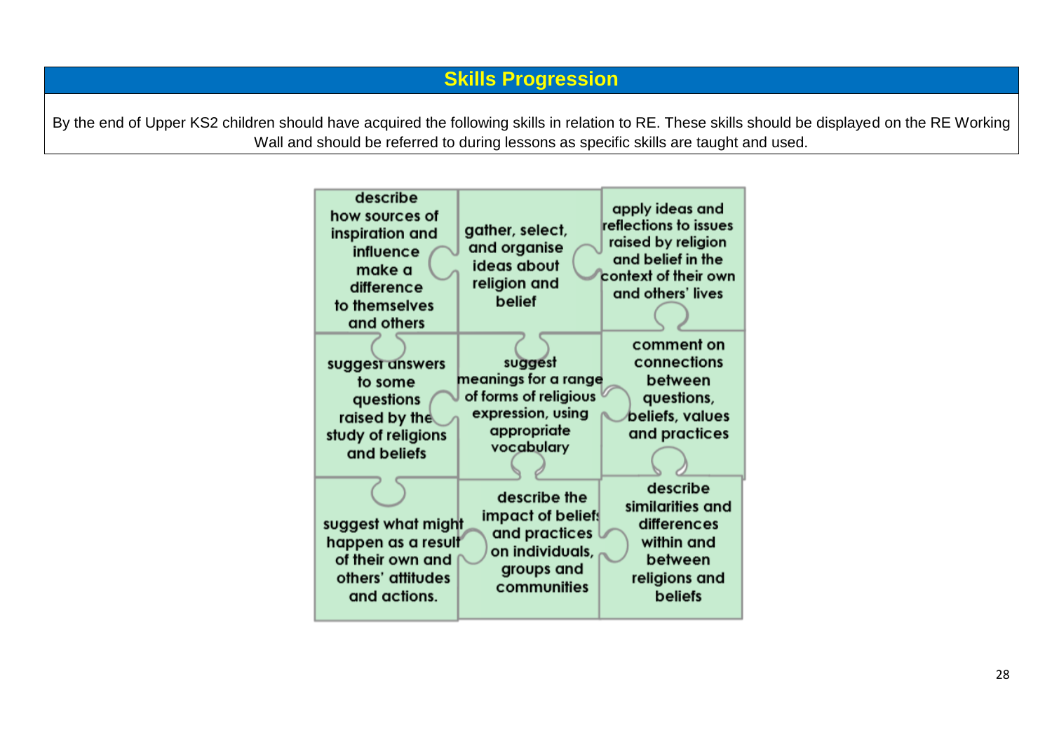## Skills Progression

By the end of Upper KS2 children should have acquired the following skills in relation to RE. These skills should be displayed on the RE Working Wall and should be referred to during lessons as specific skills are taught and used.

| | | |
|---|---|---|
| describe how sources of inspiration and influence make a difference to themselves and others | gather, select, and organise ideas about religion and belief | apply ideas and reflections to issues raised by religion and belief in the context of their own and others' lives |
| suggest answers to some questions raised by the study of religions and beliefs | suggest meanings for a range of forms of religious expression, using appropriate vocabulary | comment on connections between questions, beliefs, values and practices |
| suggest what might happen as a result of their own and others' attitudes and actions. | describe the impact of beliefs and practices on individuals, groups and communities | describe similarities and differences within and between religions and beliefs |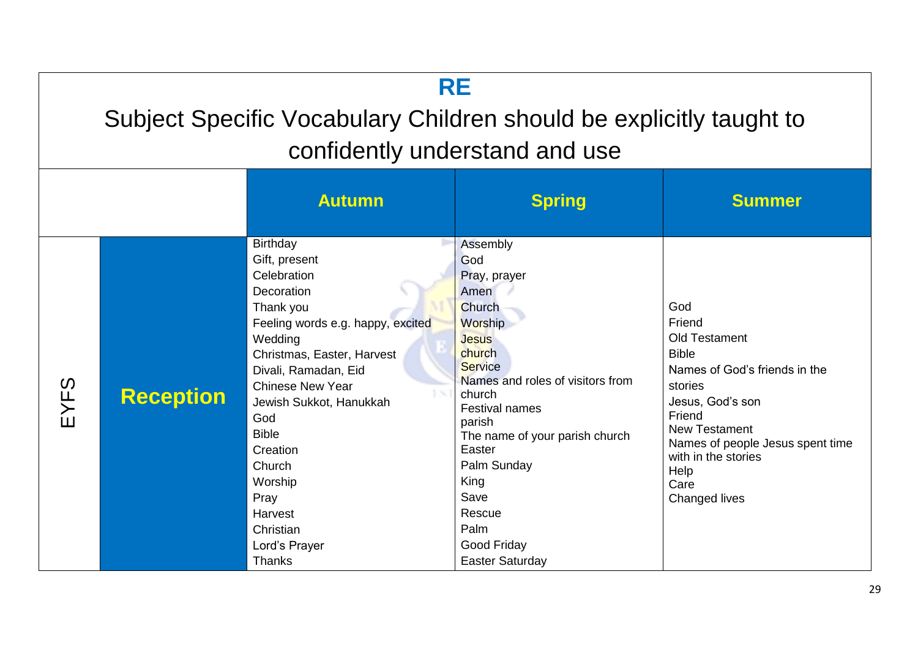# RE

## Subject Specific Vocabulary Children should be explicitly taught to confidently understand and use

| | | Autumn | Spring | Summer |
|---|---|---|---|---|
| EYFS | **Reception** | Birthday<br>Gift, present<br>Celebration<br>Decoration<br>Thank you<br>Feeling words e.g. happy, excited<br>Wedding<br>Christmas, Easter, Harvest<br>Divali, Ramadan, Eid<br>Chinese New Year<br>Jewish Sukkot, Hanukkah<br>God<br>Bible<br>Creation<br>Church<br>Worship<br>Pray<br>Harvest<br>Christian<br>Lord's Prayer<br>Thanks | Assembly<br>God<br>Pray, prayer<br>Amen<br>Church<br>Worship<br>Jesus<br>church<br>Service<br>Names and roles of visitors from church<br>Festival names<br>parish<br>The name of your parish church<br>Easter<br>Palm Sunday<br>King<br>Save<br>Rescue<br>Palm<br>Good Friday<br>Easter Saturday | God<br>Friend<br>Old Testament<br>Bible<br>Names of God's friends in the stories<br>Jesus, God's son<br>Friend<br>New Testament<br>Names of people Jesus spent time with in the stories<br>Help<br>Care<br>Changed lives |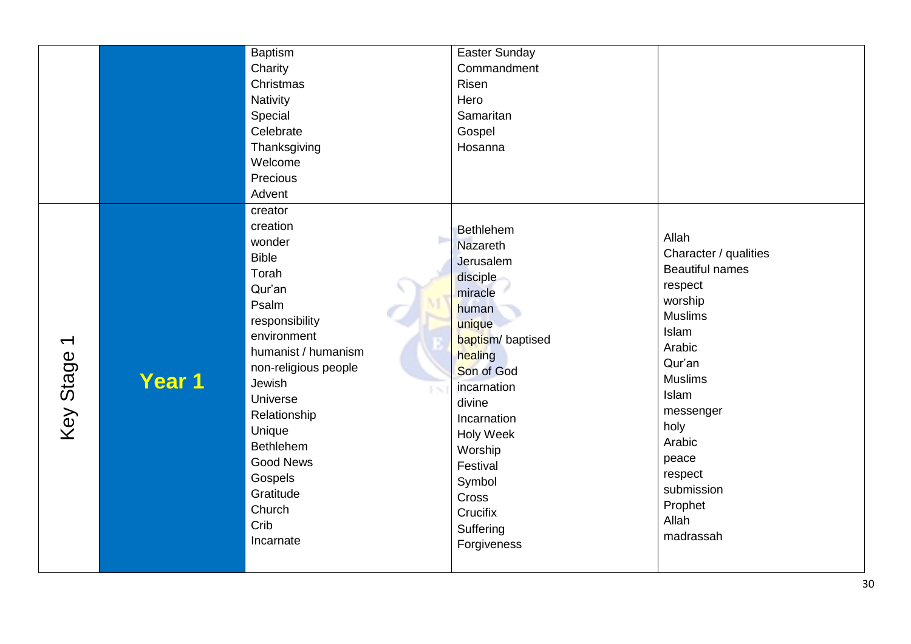| | | | | |
|---|---|---|---|---|
| | | Baptism<br>Charity<br>Christmas<br>Nativity<br>Special<br>Celebrate<br>Thanksgiving<br>Welcome<br>Precious<br>Advent | Easter Sunday<br>Commandment<br>Risen<br>Hero<br>Samaritan<br>Gospel<br>Hosanna | |
| Key Stage 1 | **Year 1** | creator<br>creation<br>wonder<br>Bible<br>Torah<br>Qur'an<br>Psalm<br>responsibility<br>environment<br>humanist / humanism<br>non-religious people<br>Jewish<br>Universe<br>Relationship<br>Unique<br>Bethlehem<br>Good News<br>Gospels<br>Gratitude<br>Church<br>Crib<br>Incarnate | Bethlehem<br>Nazareth<br>Jerusalem<br>disciple<br>miracle<br>human<br>unique<br>baptism/ baptised<br>healing<br>Son of God<br>incarnation<br>divine<br>Incarnation<br>Holy Week<br>Worship<br>Festival<br>Symbol<br>Cross<br>Crucifix<br>Suffering<br>Forgiveness | Allah<br>Character / qualities<br>Beautiful names<br>respect<br>worship<br>Muslims<br>Islam<br>Arabic<br>Qur'an<br>Muslims<br>Islam<br>messenger<br>holy<br>Arabic<br>peace<br>respect<br>submission<br>Prophet<br>Allah<br>madrassah |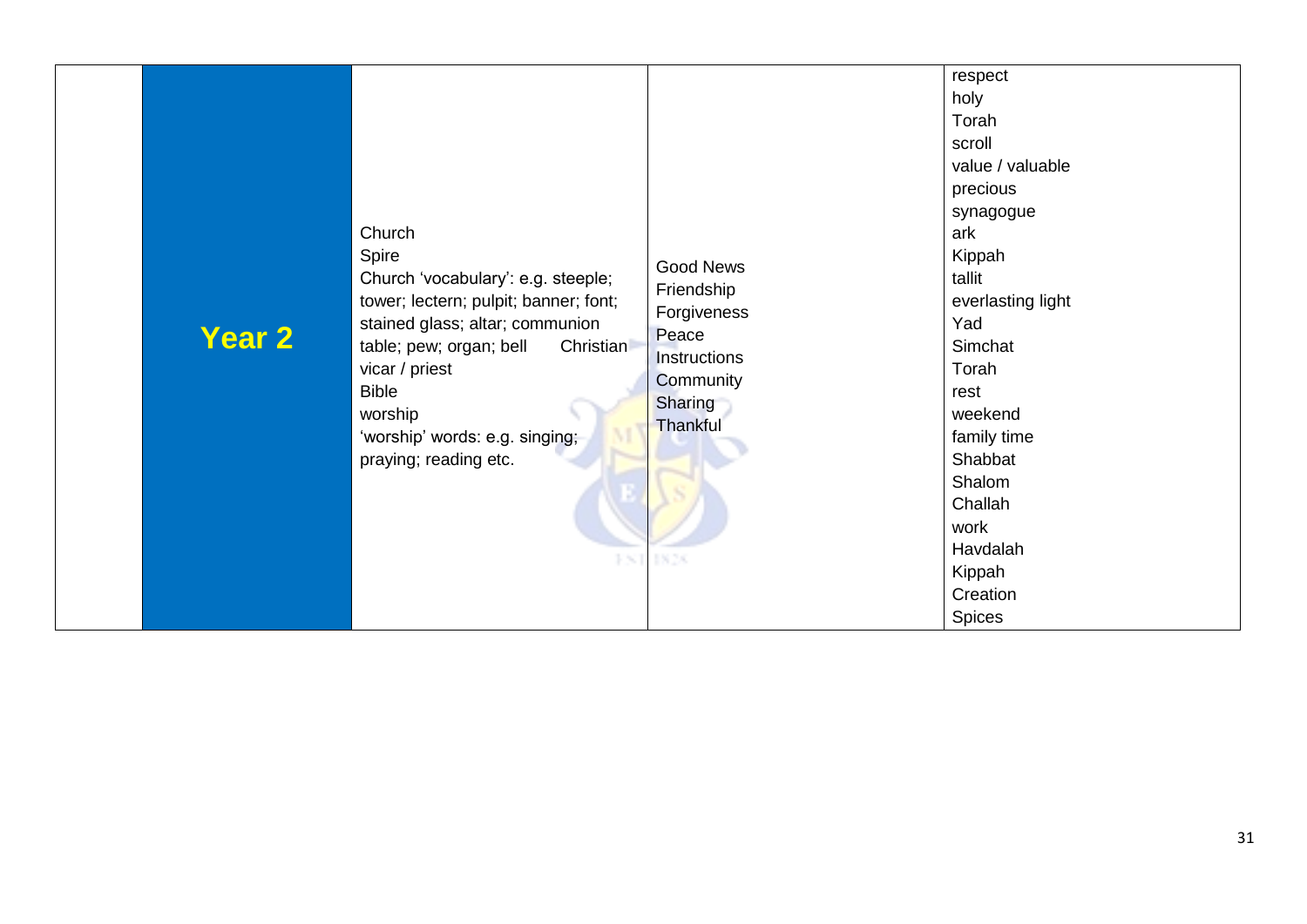|  | Year 2 | Church<br>Spire<br>Church 'vocabulary': e.g. steeple; tower; lectern; pulpit; banner; font; stained glass; altar; communion table; pew; organ; bell Christian<br>vicar / priest<br>Bible<br>worship<br>'worship' words: e.g. singing; praying; reading etc. | Good News<br>Friendship<br>Forgiveness<br>Peace<br>Instructions<br>Community<br>Sharing<br>Thankful | respect<br>holy<br>Torah<br>scroll<br>value / valuable<br>precious<br>synagogue<br>ark<br>Kippah<br>tallit<br>everlasting light<br>Yad<br>Simchat<br>Torah<br>rest<br>weekend<br>family time<br>Shabbat<br>Shalom<br>Challah<br>work<br>Havdalah<br>Kippah<br>Creation<br>Spices |
|---|---|---|---|---|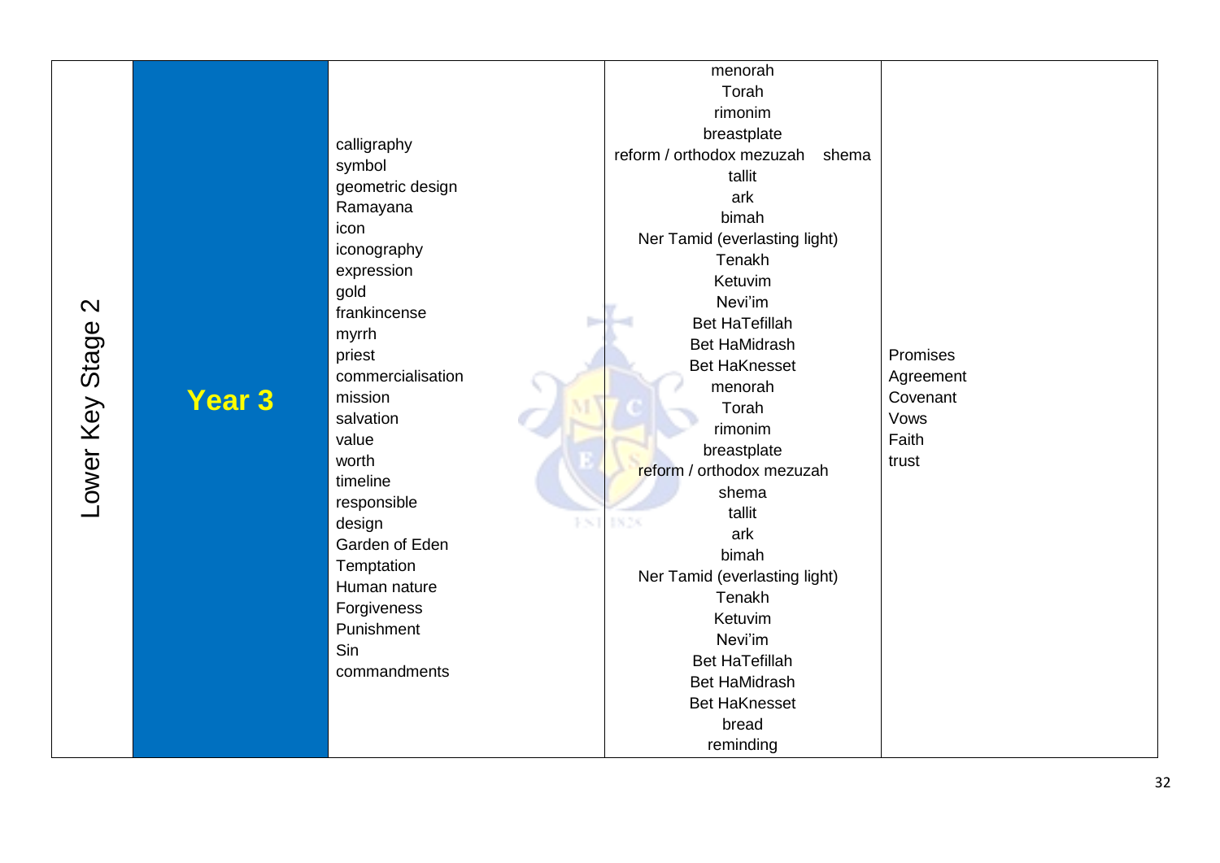| Lower Key Stage 2 | Year 3 | calligraphy<br>symbol<br>geometric design<br>Ramayana<br>icon<br>iconography<br>expression<br>gold<br>frankincense<br>myrrh<br>priest<br>commercialisation<br>mission<br>salvation<br>value<br>worth<br>timeline<br>responsible<br>design<br>Garden of Eden<br>Temptation<br>Human nature<br>Forgiveness<br>Punishment<br>Sin<br>commandments | menorah<br>Torah<br>rimonim<br>breastplate<br>reform / orthodox mezuzah shema<br>tallit<br>ark<br>bimah<br>Ner Tamid (everlasting light)<br>Tenakh<br>Ketuvim<br>Nevi'im<br>Bet HaTefillah<br>Bet HaMidrash<br>Bet HaKnesset<br>menorah<br>Torah<br>rimonim<br>breastplate<br>reform / orthodox mezuzah<br>shema<br>tallit<br>ark<br>bimah<br>Ner Tamid (everlasting light)<br>Tenakh<br>Ketuvim<br>Nevi'im<br>Bet HaTefillah<br>Bet HaMidrash<br>Bet HaKnesset<br>bread<br>reminding | Promises<br>Agreement<br>Covenant<br>Vows<br>Faith<br>trust |
|---|---|---|---|---|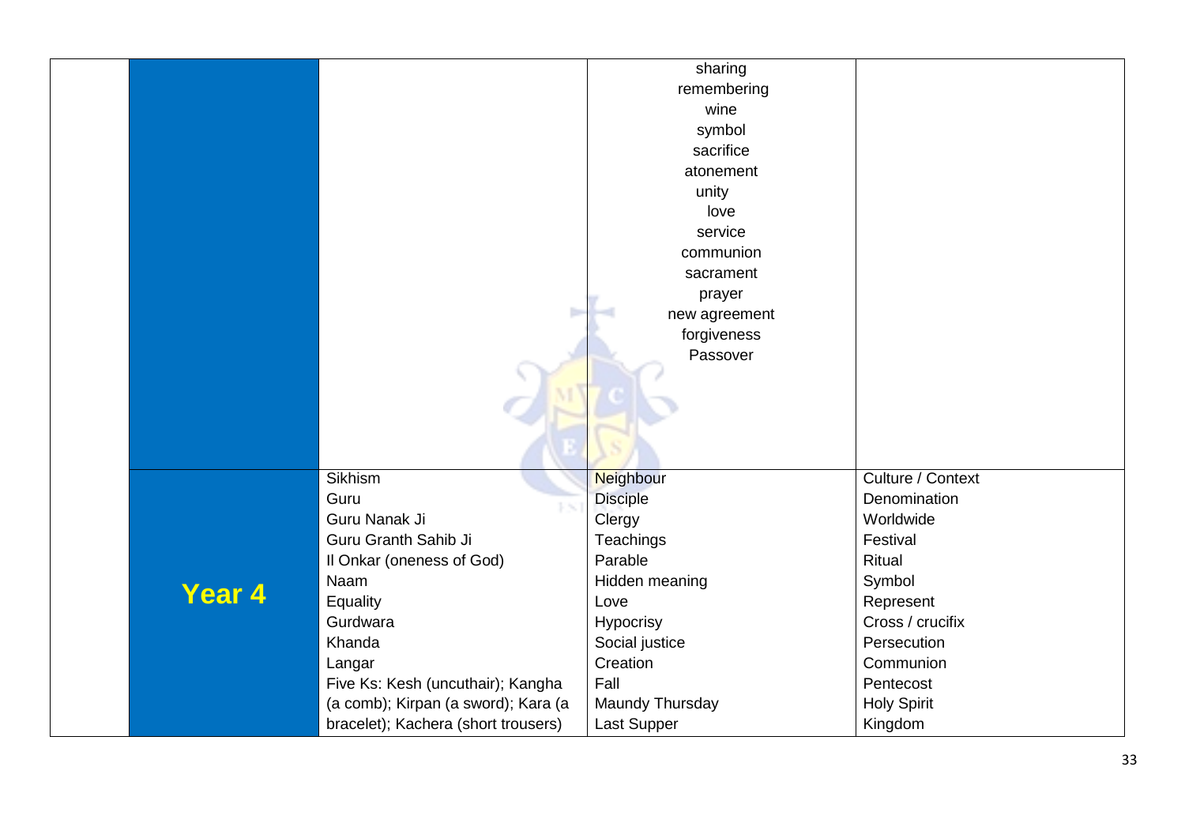| | | | | |
|---|---|---|---|---|
| | | | sharing<br>remembering<br>wine<br>symbol<br>sacrifice<br>atonement<br>unity<br>love<br>service<br>communion<br>sacrament<br>prayer<br>new agreement<br>forgiveness<br>Passover | |
| | **Year 4** | Sikhism<br>Guru<br>Guru Nanak Ji<br>Guru Granth Sahib Ji<br>Il Onkar (oneness of God)<br>Naam<br>Equality<br>Gurdwara<br>Khanda<br>Langar<br>Five Ks: Kesh (uncuthair); Kangha (a comb); Kirpan (a sword); Kara (a bracelet); Kachera (short trousers) | Neighbour<br>Disciple<br>Clergy<br>Teachings<br>Parable<br>Hidden meaning<br>Love<br>Hypocrisy<br>Social justice<br>Creation<br>Fall<br>Maundy Thursday<br>Last Supper | Culture / Context<br>Denomination<br>Worldwide<br>Festival<br>Ritual<br>Symbol<br>Represent<br>Cross / crucifix<br>Persecution<br>Communion<br>Pentecost<br>Holy Spirit<br>Kingdom |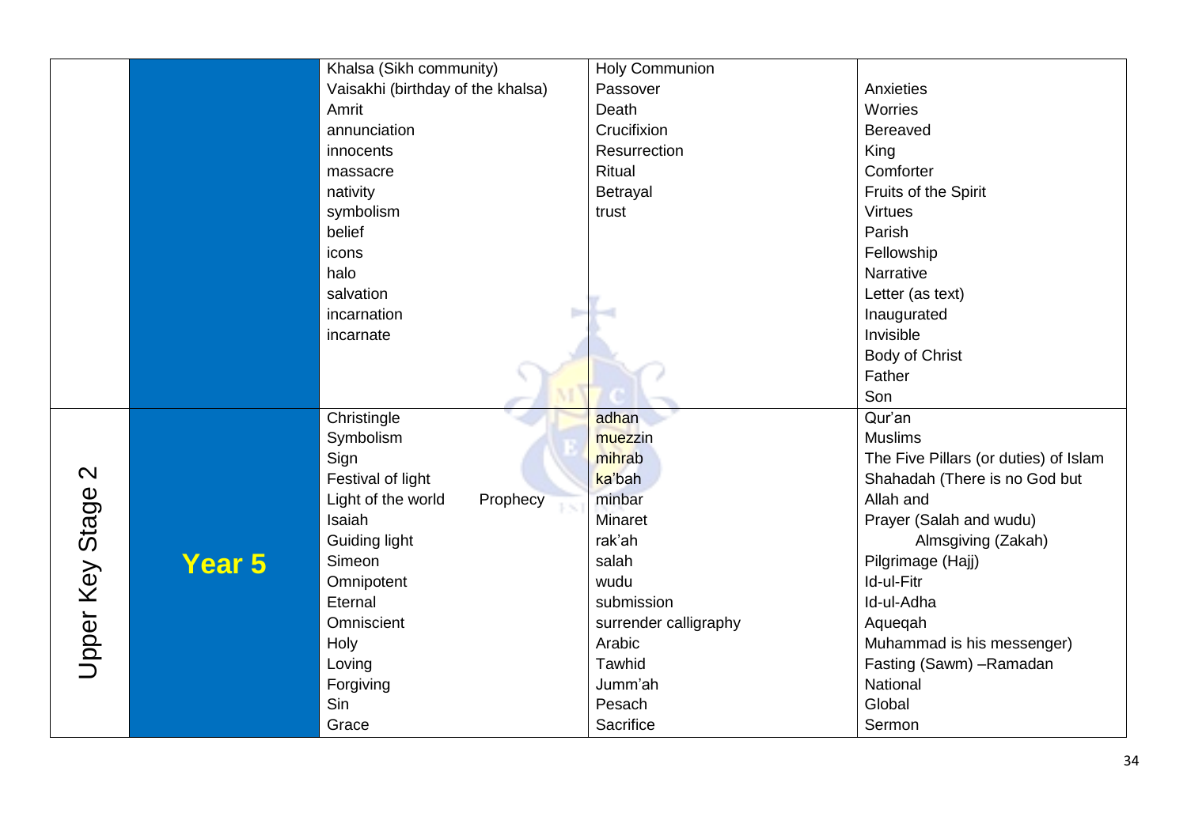| | | | | |
|---|---|---|---|---|
| | | Khalsa (Sikh community)<br>Vaisakhi (birthday of the khalsa)<br>Amrit<br>annunciation<br>innocents<br>massacre<br>nativity<br>symbolism<br>belief<br>icons<br>halo<br>salvation<br>incarnation<br>incarnate | Holy Communion<br>Passover<br>Death<br>Crucifixion<br>Resurrection<br>Ritual<br>Betrayal<br>trust | Anxieties<br>Worries<br>Bereaved<br>King<br>Comforter<br>Fruits of the Spirit<br>Virtues<br>Parish<br>Fellowship<br>Narrative<br>Letter (as text)<br>Inaugurated<br>Invisible<br>Body of Christ<br>Father<br>Son |
| Upper Key Stage 2 | **Year 5** | Christingle<br>Symbolism<br>Sign<br>Festival of light<br>Light of the world Prophecy<br>Isaiah<br>Guiding light<br>Simeon<br>Omnipotent<br>Eternal<br>Omniscient<br>Holy<br>Loving<br>Forgiving<br>Sin<br>Grace | adhan<br>muezzin<br>mihrab<br>ka'bah<br>minbar<br>Minaret<br>rak'ah<br>salah<br>wudu<br>submission<br>surrender calligraphy<br>Arabic<br>Tawhid<br>Jumm'ah<br>Pesach<br>Sacrifice | Qur'an<br>Muslims<br>The Five Pillars (or duties) of Islam<br>Shahadah (There is no God but Allah and<br>Prayer (Salah and wudu)<br>Almsgiving (Zakah)<br>Pilgrimage (Hajj)<br>Id-ul-Fitr<br>Id-ul-Adha<br>Aqueqah<br>Muhammad is his messenger)<br>Fasting (Sawm) –Ramadan<br>National<br>Global<br>Sermon |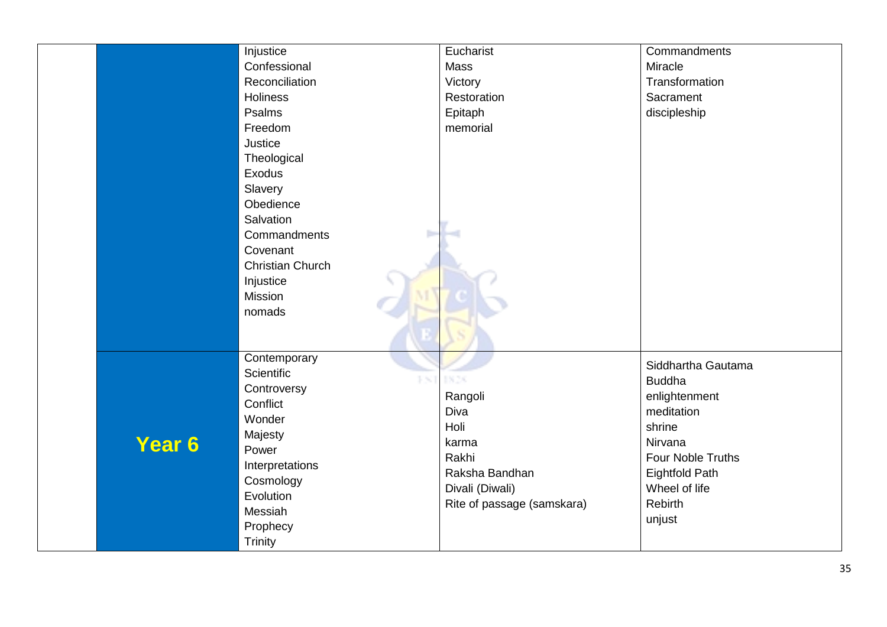|  |  |  |  |  |
|---|---|---|---|---|
|  |  | Injustice<br>Confessional<br>Reconciliation<br>Holiness<br>Psalms<br>Freedom<br>Justice<br>Theological<br>Exodus<br>Slavery<br>Obedience<br>Salvation<br>Commandments<br>Covenant<br>Christian Church<br>Injustice<br>Mission<br>nomads | Eucharist<br>Mass<br>Victory<br>Restoration<br>Epitaph<br>memorial | Commandments<br>Miracle<br>Transformation<br>Sacrament<br>discipleship |
|  | **Year 6** | Contemporary<br>Scientific<br>Controversy<br>Conflict<br>Wonder<br>Majesty<br>Power<br>Interpretations<br>Cosmology<br>Evolution<br>Messiah<br>Prophecy<br>Trinity | Rangoli<br>Diva<br>Holi<br>karma<br>Rakhi<br>Raksha Bandhan<br>Divali (Diwali)<br>Rite of passage (samskara) | Siddhartha Gautama<br>Buddha<br>enlightenment<br>meditation<br>shrine<br>Nirvana<br>Four Noble Truths<br>Eightfold Path<br>Wheel of life<br>Rebirth<br>unjust |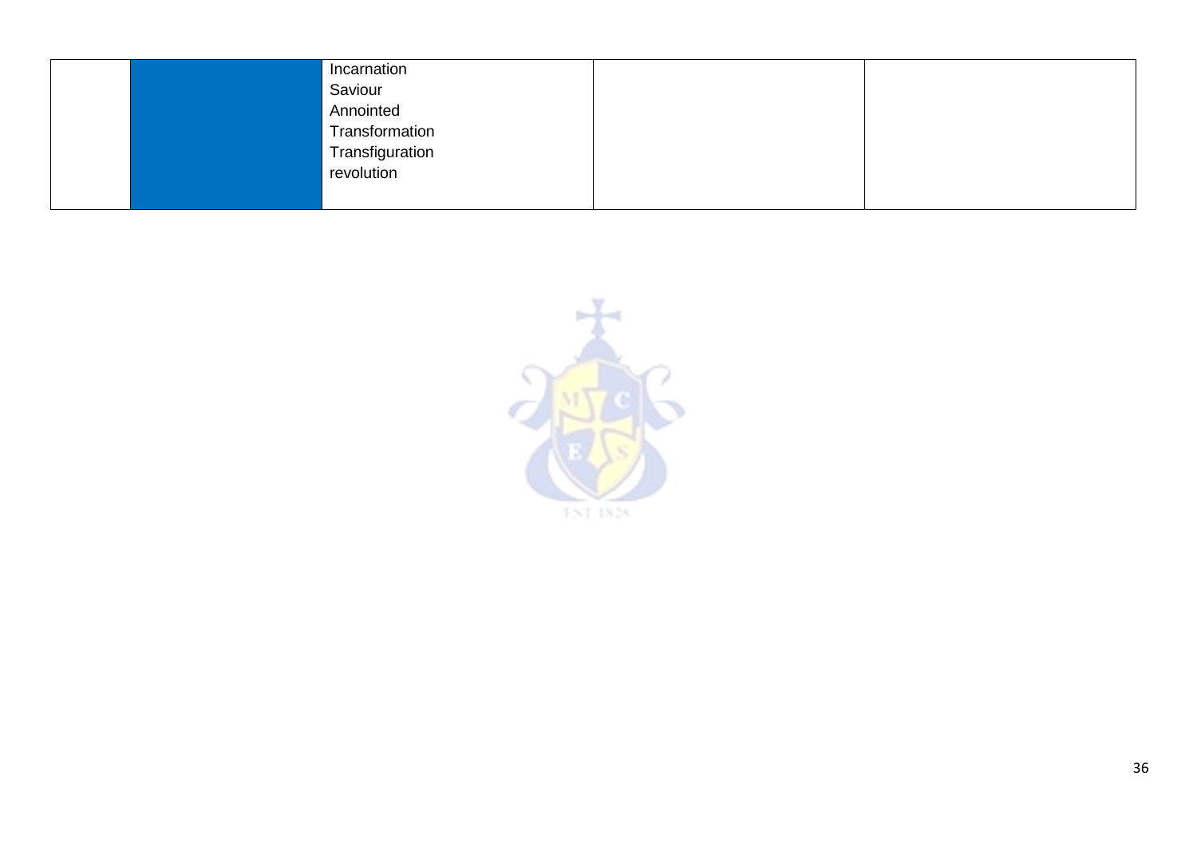| | | | | |
|---|---|---|---|---|
| | | Incarnation<br>Saviour<br>Annointed<br>Transformation<br>Transfiguration<br>revolution | | |